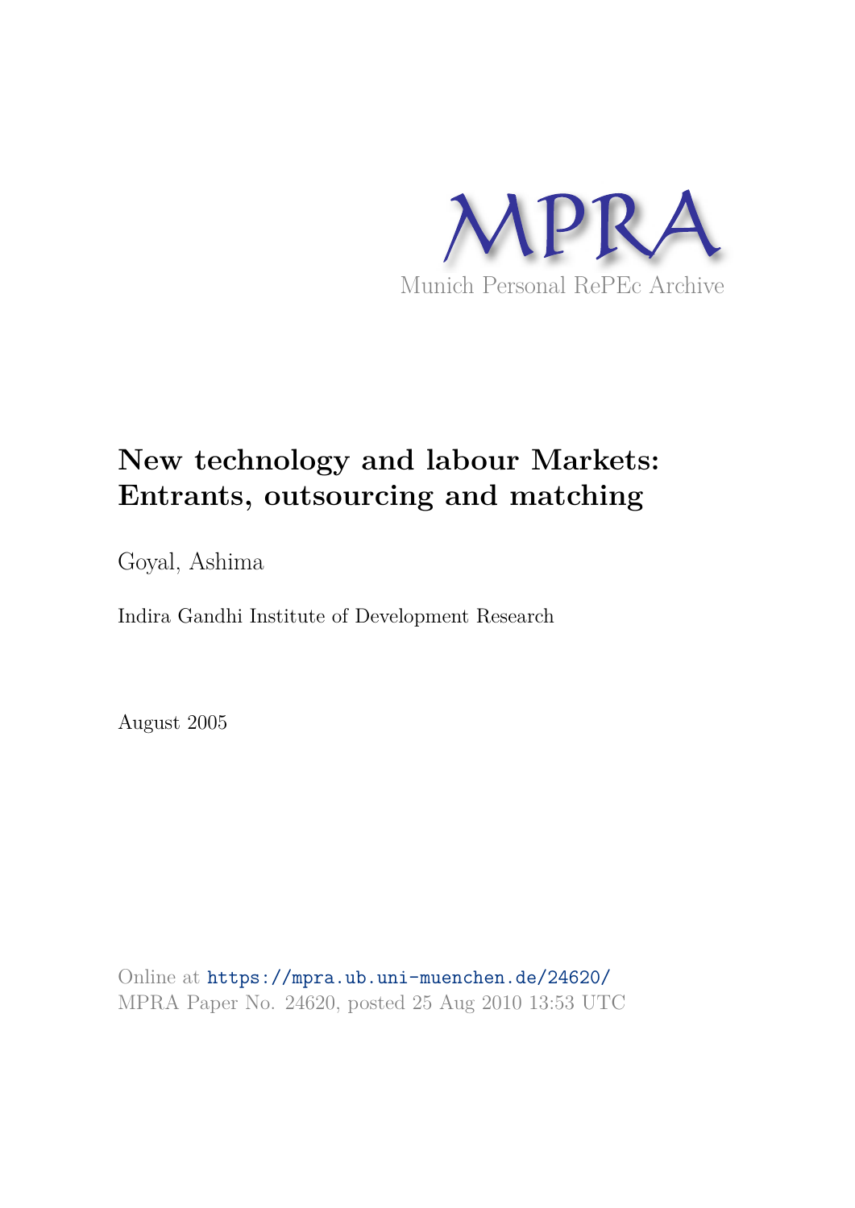MPRA

Munich Personal RePEc Archive

# New technology and labour Markets: Entrants, outsourcing and matching

Goyal, Ashima

Indira Gandhi Institute of Development Research

August 2005

Online at https://mpra.ub.uni-muenchen.de/24620/
MPRA Paper No. 24620, posted 25 Aug 2010 13:53 UTC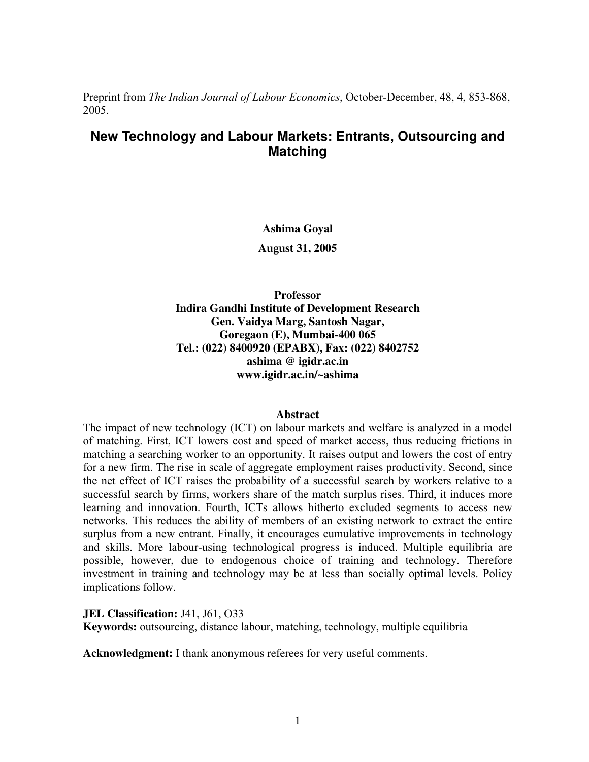Preprint from *The Indian Journal of Labour Economics*, October-December, 48, 4, 853-868, 2005.

# New Technology and Labour Markets: Entrants, Outsourcing and Matching

**Ashima Goyal**

**August 31, 2005**

**Professor**
**Indira Gandhi Institute of Development Research**
**Gen. Vaidya Marg, Santosh Nagar,**
**Goregaon (E), Mumbai-400 065**
**Tel.: (022) 8400920 (EPABX), Fax: (022) 8402752**
**ashima @ igidr.ac.in**
**www.igidr.ac.in/~ashima**

## Abstract

The impact of new technology (ICT) on labour markets and welfare is analyzed in a model of matching. First, ICT lowers cost and speed of market access, thus reducing frictions in matching a searching worker to an opportunity. It raises output and lowers the cost of entry for a new firm. The rise in scale of aggregate employment raises productivity. Second, since the net effect of ICT raises the probability of a successful search by workers relative to a successful search by firms, workers share of the match surplus rises. Third, it induces more learning and innovation. Fourth, ICTs allows hitherto excluded segments to access new networks. This reduces the ability of members of an existing network to extract the entire surplus from a new entrant. Finally, it encourages cumulative improvements in technology and skills. More labour-using technological progress is induced. Multiple equilibria are possible, however, due to endogenous choice of training and technology. Therefore investment in training and technology may be at less than socially optimal levels. Policy implications follow.

**JEL Classification:** J41, J61, O33
**Keywords:** outsourcing, distance labour, matching, technology, multiple equilibria

**Acknowledgment:** I thank anonymous referees for very useful comments.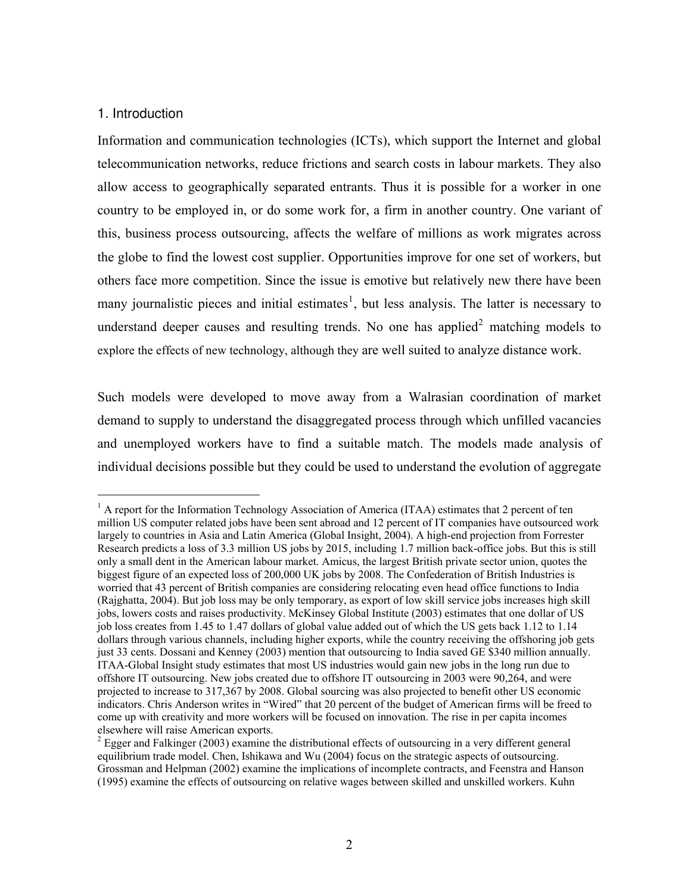## 1. Introduction

Information and communication technologies (ICTs), which support the Internet and global telecommunication networks, reduce frictions and search costs in labour markets. They also allow access to geographically separated entrants. Thus it is possible for a worker in one country to be employed in, or do some work for, a firm in another country. One variant of this, business process outsourcing, affects the welfare of millions as work migrates across the globe to find the lowest cost supplier. Opportunities improve for one set of workers, but others face more competition. Since the issue is emotive but relatively new there have been many journalistic pieces and initial estimates[1], but less analysis. The latter is necessary to understand deeper causes and resulting trends. No one has applied[2] matching models to explore the effects of new technology, although they are well suited to analyze distance work.

Such models were developed to move away from a Walrasian coordination of market demand to supply to understand the disaggregated process through which unfilled vacancies and unemployed workers have to find a suitable match. The models made analysis of individual decisions possible but they could be used to understand the evolution of aggregate

---

[1] A report for the Information Technology Association of America (ITAA) estimates that 2 percent of ten million US computer related jobs have been sent abroad and 12 percent of IT companies have outsourced work largely to countries in Asia and Latin America (Global Insight, 2004). A high-end projection from Forrester Research predicts a loss of 3.3 million US jobs by 2015, including 1.7 million back-office jobs. But this is still only a small dent in the American labour market. Amicus, the largest British private sector union, quotes the biggest figure of an expected loss of 200,000 UK jobs by 2008. The Confederation of British Industries is worried that 43 percent of British companies are considering relocating even head office functions to India (Rajghatta, 2004). But job loss may be only temporary, as export of low skill service jobs increases high skill jobs, lowers costs and raises productivity. McKinsey Global Institute (2003) estimates that one dollar of US job loss creates from 1.45 to 1.47 dollars of global value added out of which the US gets back 1.12 to 1.14 dollars through various channels, including higher exports, while the country receiving the offshoring job gets just 33 cents. Dossani and Kenney (2003) mention that outsourcing to India saved GE $340 million annually. ITAA-Global Insight study estimates that most US industries would gain new jobs in the long run due to offshore IT outsourcing. New jobs created due to offshore IT outsourcing in 2003 were 90,264, and were projected to increase to 317,367 by 2008. Global sourcing was also projected to benefit other US economic indicators. Chris Anderson writes in "Wired" that 20 percent of the budget of American firms will be freed to come up with creativity and more workers will be focused on innovation. The rise in per capita incomes elsewhere will raise American exports.

[2] Egger and Falkinger (2003) examine the distributional effects of outsourcing in a very different general equilibrium trade model. Chen, Ishikawa and Wu (2004) focus on the strategic aspects of outsourcing. Grossman and Helpman (2002) examine the implications of incomplete contracts, and Feenstra and Hanson (1995) examine the effects of outsourcing on relative wages between skilled and unskilled workers. Kuhn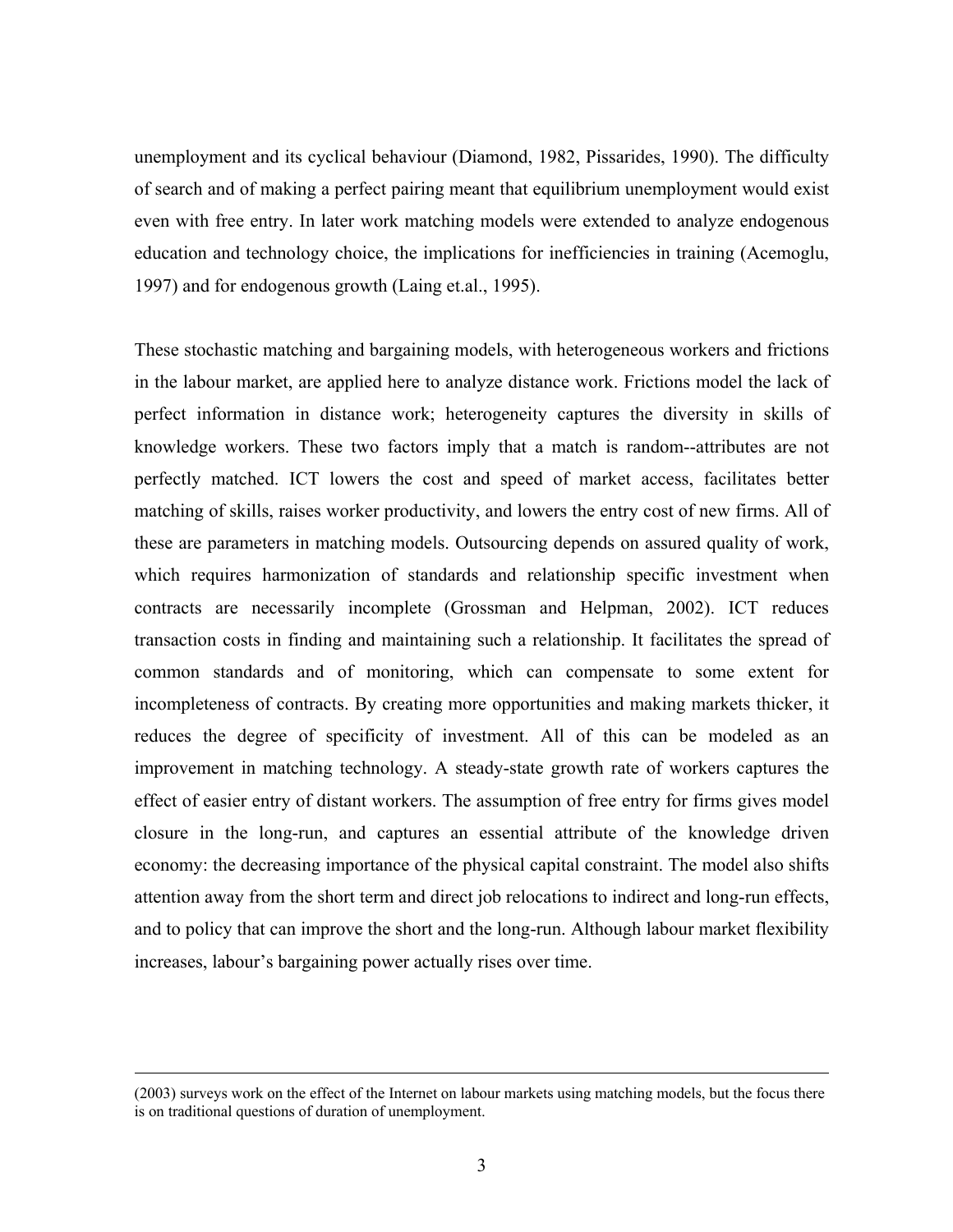unemployment and its cyclical behaviour (Diamond, 1982, Pissarides, 1990). The difficulty of search and of making a perfect pairing meant that equilibrium unemployment would exist even with free entry. In later work matching models were extended to analyze endogenous education and technology choice, the implications for inefficiencies in training (Acemoglu, 1997) and for endogenous growth (Laing et.al., 1995).

These stochastic matching and bargaining models, with heterogeneous workers and frictions in the labour market, are applied here to analyze distance work. Frictions model the lack of perfect information in distance work; heterogeneity captures the diversity in skills of knowledge workers. These two factors imply that a match is random--attributes are not perfectly matched. ICT lowers the cost and speed of market access, facilitates better matching of skills, raises worker productivity, and lowers the entry cost of new firms. All of these are parameters in matching models. Outsourcing depends on assured quality of work, which requires harmonization of standards and relationship specific investment when contracts are necessarily incomplete (Grossman and Helpman, 2002). ICT reduces transaction costs in finding and maintaining such a relationship. It facilitates the spread of common standards and of monitoring, which can compensate to some extent for incompleteness of contracts. By creating more opportunities and making markets thicker, it reduces the degree of specificity of investment. All of this can be modeled as an improvement in matching technology. A steady-state growth rate of workers captures the effect of easier entry of distant workers. The assumption of free entry for firms gives model closure in the long-run, and captures an essential attribute of the knowledge driven economy: the decreasing importance of the physical capital constraint. The model also shifts attention away from the short term and direct job relocations to indirect and long-run effects, and to policy that can improve the short and the long-run. Although labour market flexibility increases, labour's bargaining power actually rises over time.

---

(2003) surveys work on the effect of the Internet on labour markets using matching models, but the focus there is on traditional questions of duration of unemployment.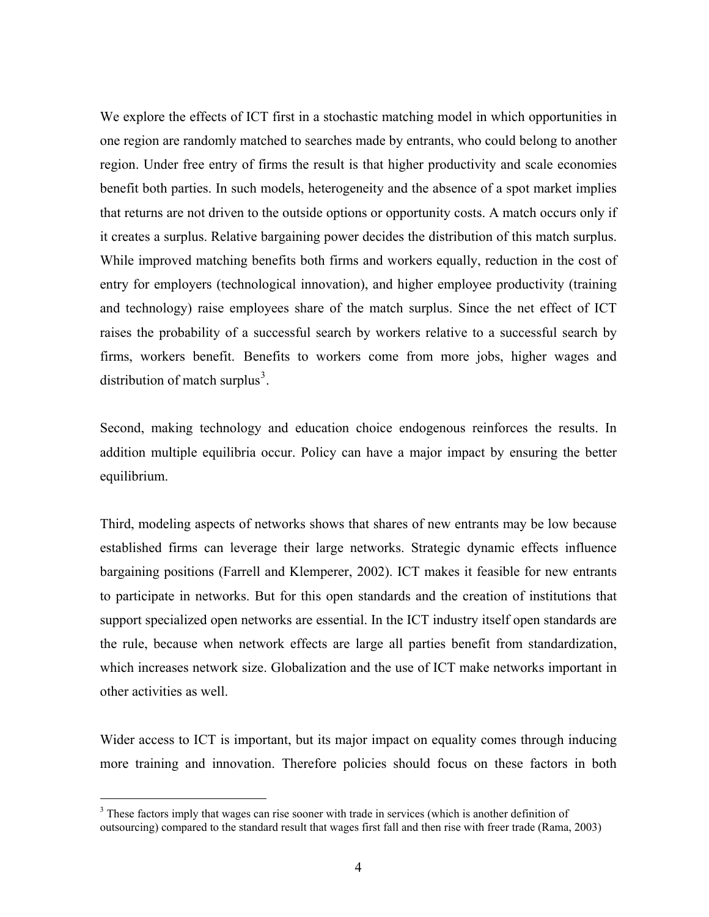We explore the effects of ICT first in a stochastic matching model in which opportunities in one region are randomly matched to searches made by entrants, who could belong to another region. Under free entry of firms the result is that higher productivity and scale economies benefit both parties. In such models, heterogeneity and the absence of a spot market implies that returns are not driven to the outside options or opportunity costs. A match occurs only if it creates a surplus. Relative bargaining power decides the distribution of this match surplus. While improved matching benefits both firms and workers equally, reduction in the cost of entry for employers (technological innovation), and higher employee productivity (training and technology) raise employees share of the match surplus. Since the net effect of ICT raises the probability of a successful search by workers relative to a successful search by firms, workers benefit. Benefits to workers come from more jobs, higher wages and distribution of match surplus[3].

Second, making technology and education choice endogenous reinforces the results. In addition multiple equilibria occur. Policy can have a major impact by ensuring the better equilibrium.

Third, modeling aspects of networks shows that shares of new entrants may be low because established firms can leverage their large networks. Strategic dynamic effects influence bargaining positions (Farrell and Klemperer, 2002). ICT makes it feasible for new entrants to participate in networks. But for this open standards and the creation of institutions that support specialized open networks are essential. In the ICT industry itself open standards are the rule, because when network effects are large all parties benefit from standardization, which increases network size. Globalization and the use of ICT make networks important in other activities as well.

Wider access to ICT is important, but its major impact on equality comes through inducing more training and innovation. Therefore policies should focus on these factors in both

[3] These factors imply that wages can rise sooner with trade in services (which is another definition of outsourcing) compared to the standard result that wages first fall and then rise with freer trade (Rama, 2003)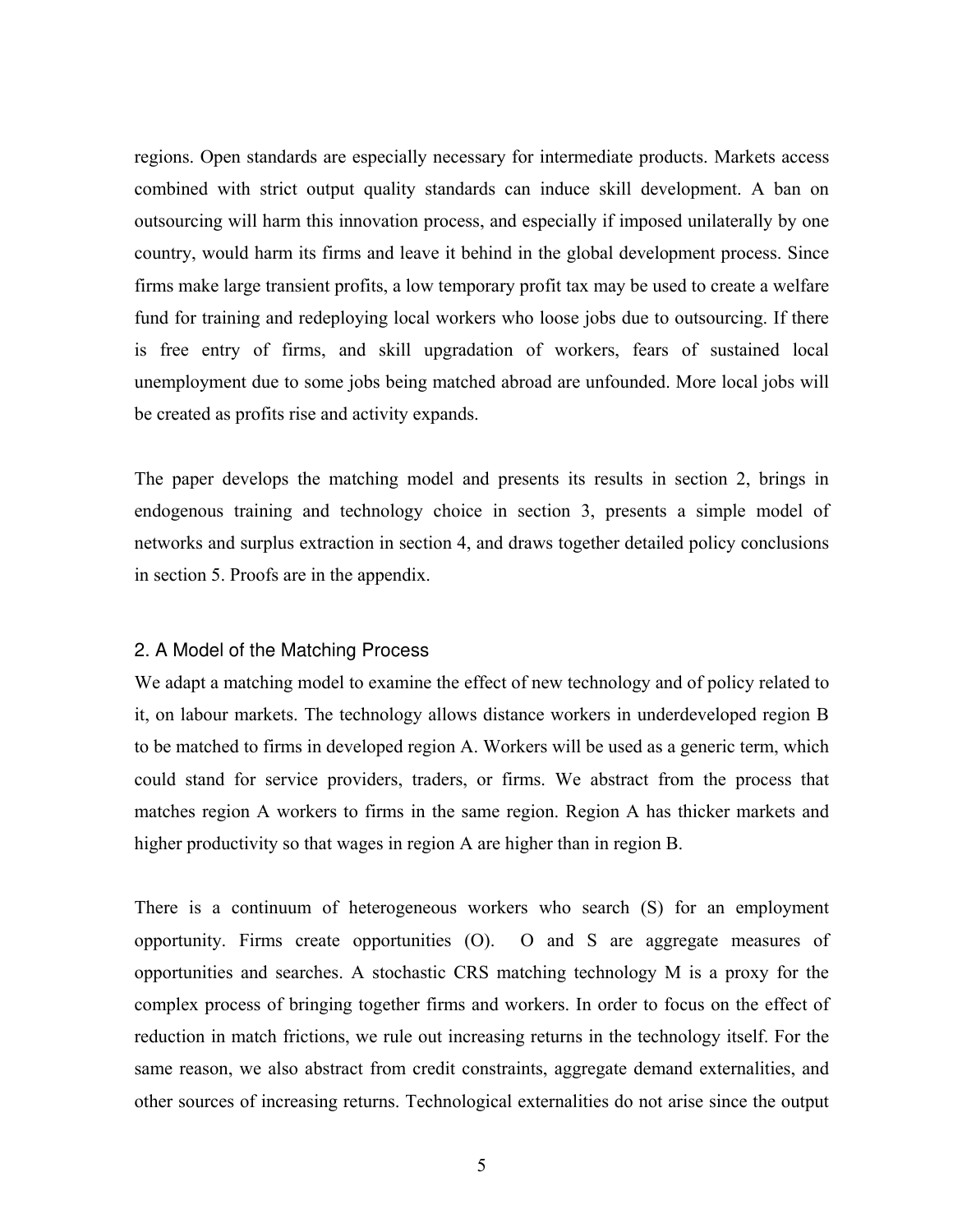regions. Open standards are especially necessary for intermediate products. Markets access combined with strict output quality standards can induce skill development. A ban on outsourcing will harm this innovation process, and especially if imposed unilaterally by one country, would harm its firms and leave it behind in the global development process. Since firms make large transient profits, a low temporary profit tax may be used to create a welfare fund for training and redeploying local workers who loose jobs due to outsourcing. If there is free entry of firms, and skill upgradation of workers, fears of sustained local unemployment due to some jobs being matched abroad are unfounded. More local jobs will be created as profits rise and activity expands.

The paper develops the matching model and presents its results in section 2, brings in endogenous training and technology choice in section 3, presents a simple model of networks and surplus extraction in section 4, and draws together detailed policy conclusions in section 5. Proofs are in the appendix.

## 2. A Model of the Matching Process

We adapt a matching model to examine the effect of new technology and of policy related to it, on labour markets. The technology allows distance workers in underdeveloped region B to be matched to firms in developed region A. Workers will be used as a generic term, which could stand for service providers, traders, or firms. We abstract from the process that matches region A workers to firms in the same region. Region A has thicker markets and higher productivity so that wages in region A are higher than in region B.

There is a continuum of heterogeneous workers who search (S) for an employment opportunity. Firms create opportunities (O). O and S are aggregate measures of opportunities and searches. A stochastic CRS matching technology M is a proxy for the complex process of bringing together firms and workers. In order to focus on the effect of reduction in match frictions, we rule out increasing returns in the technology itself. For the same reason, we also abstract from credit constraints, aggregate demand externalities, and other sources of increasing returns. Technological externalities do not arise since the output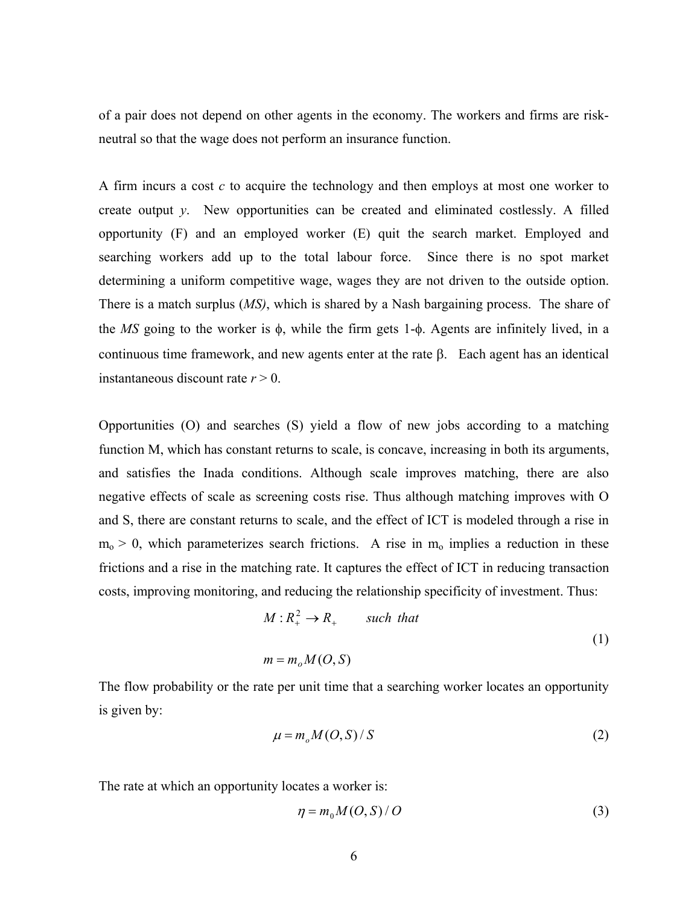of a pair does not depend on other agents in the economy. The workers and firms are risk-neutral so that the wage does not perform an insurance function.

A firm incurs a cost *c* to acquire the technology and then employs at most one worker to create output *y*. New opportunities can be created and eliminated costlessly. A filled opportunity (F) and an employed worker (E) quit the search market. Employed and searching workers add up to the total labour force. Since there is no spot market determining a uniform competitive wage, wages they are not driven to the outside option. There is a match surplus (*MS)*, which is shared by a Nash bargaining process. The share of the *MS* going to the worker is $\phi$, while the firm gets 1-$\phi$. Agents are infinitely lived, in a continuous time framework, and new agents enter at the rate $\beta$. Each agent has an identical instantaneous discount rate $r > 0$.

Opportunities (O) and searches (S) yield a flow of new jobs according to a matching function M, which has constant returns to scale, is concave, increasing in both its arguments, and satisfies the Inada conditions. Although scale improves matching, there are also negative effects of scale as screening costs rise. Thus although matching improves with O and S, there are constant returns to scale, and the effect of ICT is modeled through a rise in $m_o > 0$, which parameterizes search frictions. A rise in $m_o$ implies a reduction in these frictions and a rise in the matching rate. It captures the effect of ICT in reducing transaction costs, improving monitoring, and reducing the relationship specificity of investment. Thus:

$$
\begin{aligned}
&M : R_+^2 \to R_+ \qquad \textit{such that} \\
&m = m_o M(O,S)
\end{aligned}
\tag{1}
$$

The flow probability or the rate per unit time that a searching worker locates an opportunity is given by:

$$\mu = m_o M(O,S)/S \tag{2}$$

The rate at which an opportunity locates a worker is:

$$\eta = m_0 M(O,S)/O \tag{3}$$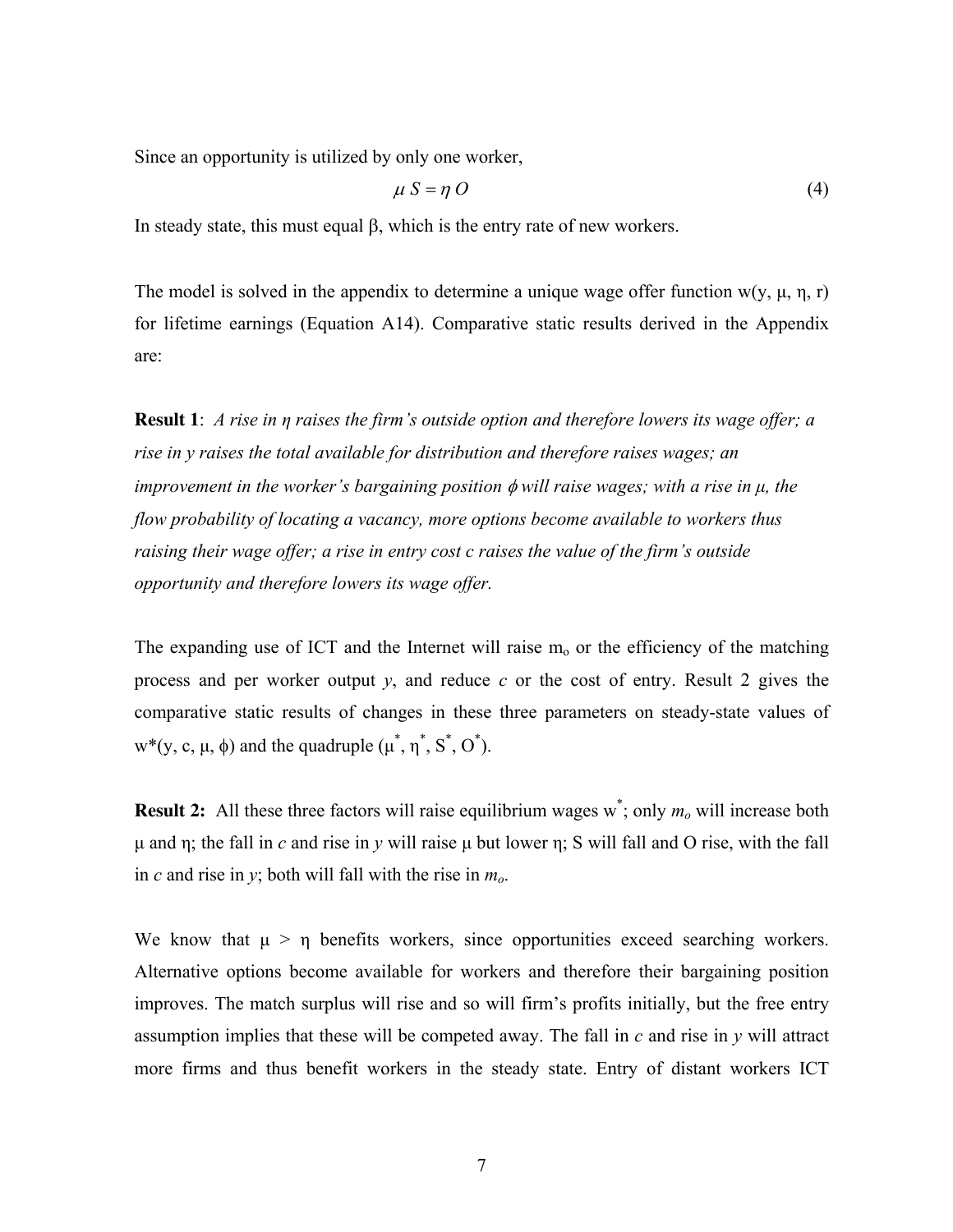Since an opportunity is utilized by only one worker,

$$\mu S = \eta O \tag{4}$$

In steady state, this must equal $\beta$, which is the entry rate of new workers.

The model is solved in the appendix to determine a unique wage offer function $w(y, \mu, \eta, r)$ for lifetime earnings (Equation A14). Comparative static results derived in the Appendix are:

**Result 1**: *A rise in $\eta$ raises the firm's outside option and therefore lowers its wage offer; a rise in $y$ raises the total available for distribution and therefore raises wages; an improvement in the worker's bargaining position $\phi$ will raise wages; with a rise in $\mu$, the flow probability of locating a vacancy, more options become available to workers thus raising their wage offer; a rise in entry cost $c$ raises the value of the firm's outside opportunity and therefore lowers its wage offer.*

The expanding use of ICT and the Internet will raise $m_o$ or the efficiency of the matching process and per worker output $y$, and reduce $c$ or the cost of entry. Result 2 gives the comparative static results of changes in these three parameters on steady-state values of $w^*(y, c, \mu, \phi)$ and the quadruple $(\mu^*, \eta^*, S^*, O^*)$.

**Result 2:** All these three factors will raise equilibrium wages $w^*$; only $m_o$ will increase both $\mu$ and $\eta$; the fall in $c$ and rise in $y$ will raise $\mu$ but lower $\eta$; S will fall and O rise, with the fall in $c$ and rise in $y$; both will fall with the rise in $m_o$.

We know that $\mu > \eta$ benefits workers, since opportunities exceed searching workers. Alternative options become available for workers and therefore their bargaining position improves. The match surplus will rise and so will firm's profits initially, but the free entry assumption implies that these will be competed away. The fall in $c$ and rise in $y$ will attract more firms and thus benefit workers in the steady state. Entry of distant workers ICT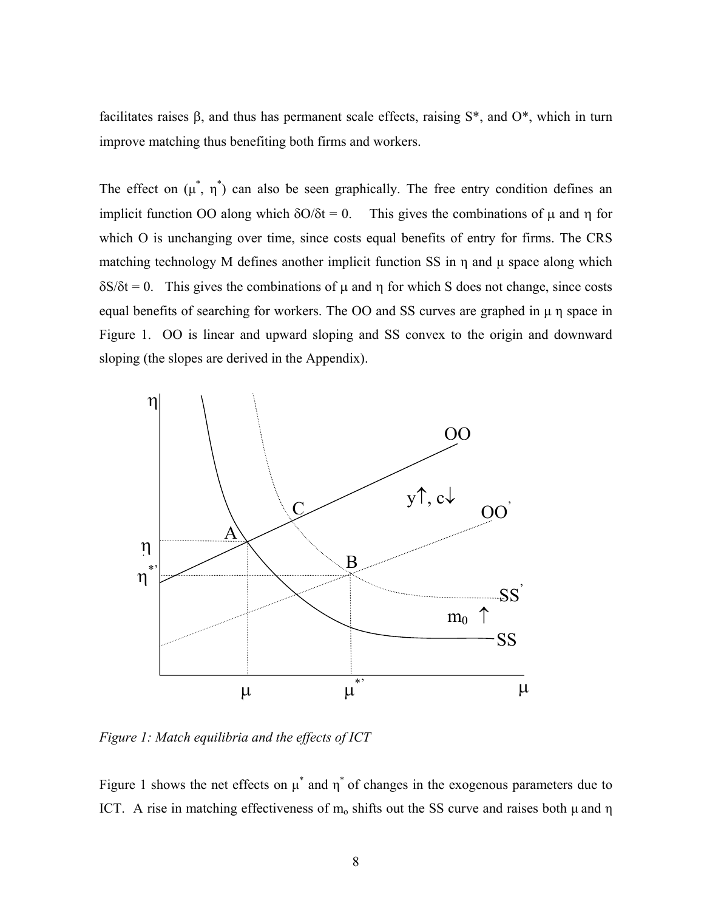facilitates raises β, and thus has permanent scale effects, raising S*, and O*, which in turn improve matching thus benefiting both firms and workers.

The effect on ($\mu^*$, $\eta^*$) can also be seen graphically. The free entry condition defines an implicit function OO along which $\delta O/\delta t = 0$. This gives the combinations of μ and η for which O is unchanging over time, since costs equal benefits of entry for firms. The CRS matching technology M defines another implicit function SS in η and μ space along which $\delta S/\delta t = 0$. This gives the combinations of μ and η for which S does not change, since costs equal benefits of searching for workers. The OO and SS curves are graphed in μ η space in Figure 1. OO is linear and upward sloping and SS convex to the origin and downward sloping (the slopes are derived in the Appendix).

*Figure 1: Match equilibria and the effects of ICT*

Figure 1 shows the net effects on $\mu^*$ and $\eta^*$ of changes in the exogenous parameters due to ICT. A rise in matching effectiveness of $m_o$ shifts out the SS curve and raises both μ and η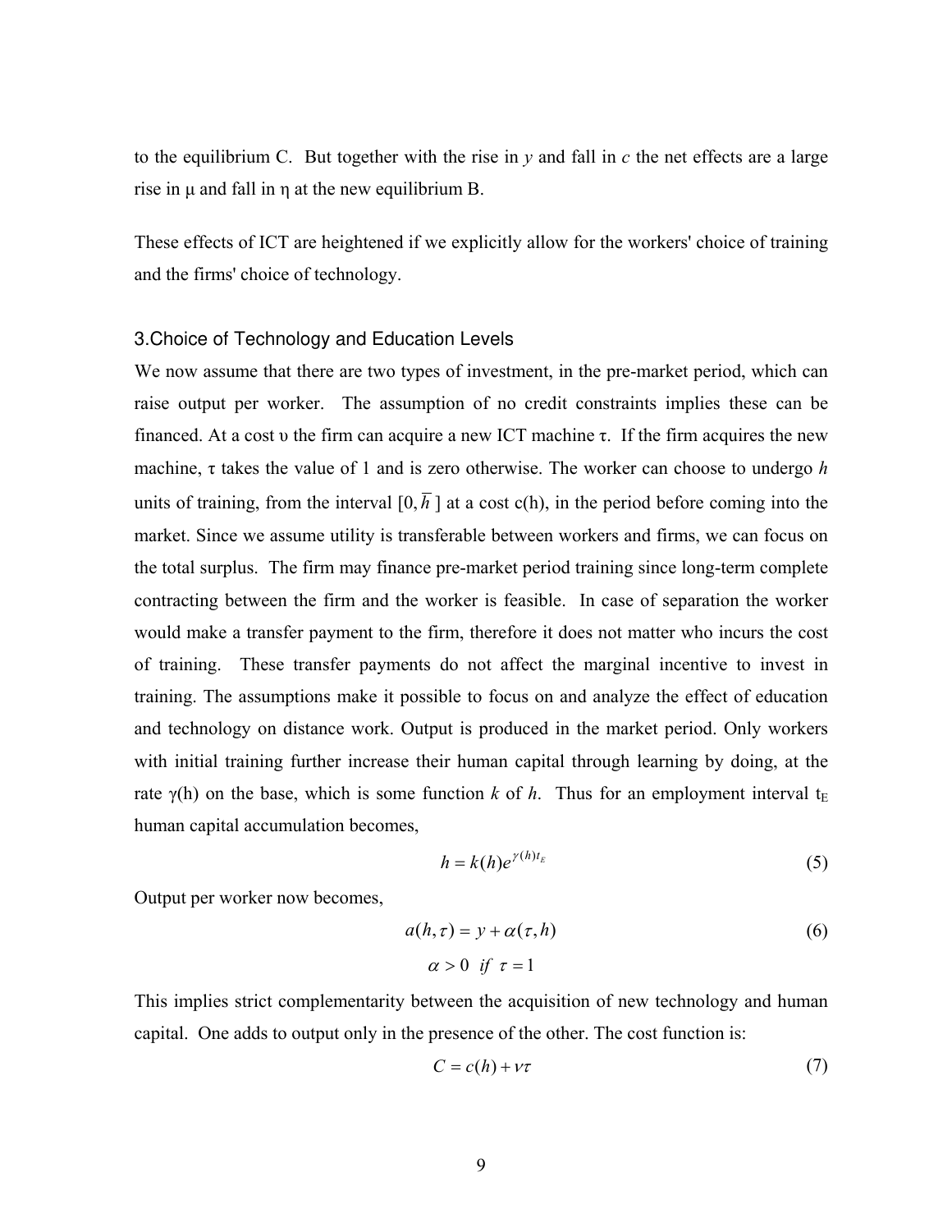to the equilibrium C. But together with the rise in $y$ and fall in $c$ the net effects are a large rise in $\mu$ and fall in $\eta$ at the new equilibrium B.

These effects of ICT are heightened if we explicitly allow for the workers' choice of training and the firms' choice of technology.

## 3.Choice of Technology and Education Levels

We now assume that there are two types of investment, in the pre-market period, which can raise output per worker. The assumption of no credit constraints implies these can be financed. At a cost $\upsilon$ the firm can acquire a new ICT machine $\tau$. If the firm acquires the new machine, $\tau$ takes the value of 1 and is zero otherwise. The worker can choose to undergo $h$ units of training, from the interval $[0, \overline{h}\,]$ at a cost c(h), in the period before coming into the market. Since we assume utility is transferable between workers and firms, we can focus on the total surplus. The firm may finance pre-market period training since long-term complete contracting between the firm and the worker is feasible. In case of separation the worker would make a transfer payment to the firm, therefore it does not matter who incurs the cost of training. These transfer payments do not affect the marginal incentive to invest in training. The assumptions make it possible to focus on and analyze the effect of education and technology on distance work. Output is produced in the market period. Only workers with initial training further increase their human capital through learning by doing, at the rate $\gamma$(h) on the base, which is some function $k$ of $h$. Thus for an employment interval $t_E$ human capital accumulation becomes,

$$h = k(h)e^{\gamma(h)t_E} \tag{5}$$

Output per worker now becomes,

$$a(h,\tau) = y + \alpha(\tau, h) \tag{6}$$

$$\alpha > 0 \;\; if \;\; \tau = 1$$

This implies strict complementarity between the acquisition of new technology and human capital. One adds to output only in the presence of the other. The cost function is:

$$C = c(h) + \nu\tau \tag{7}$$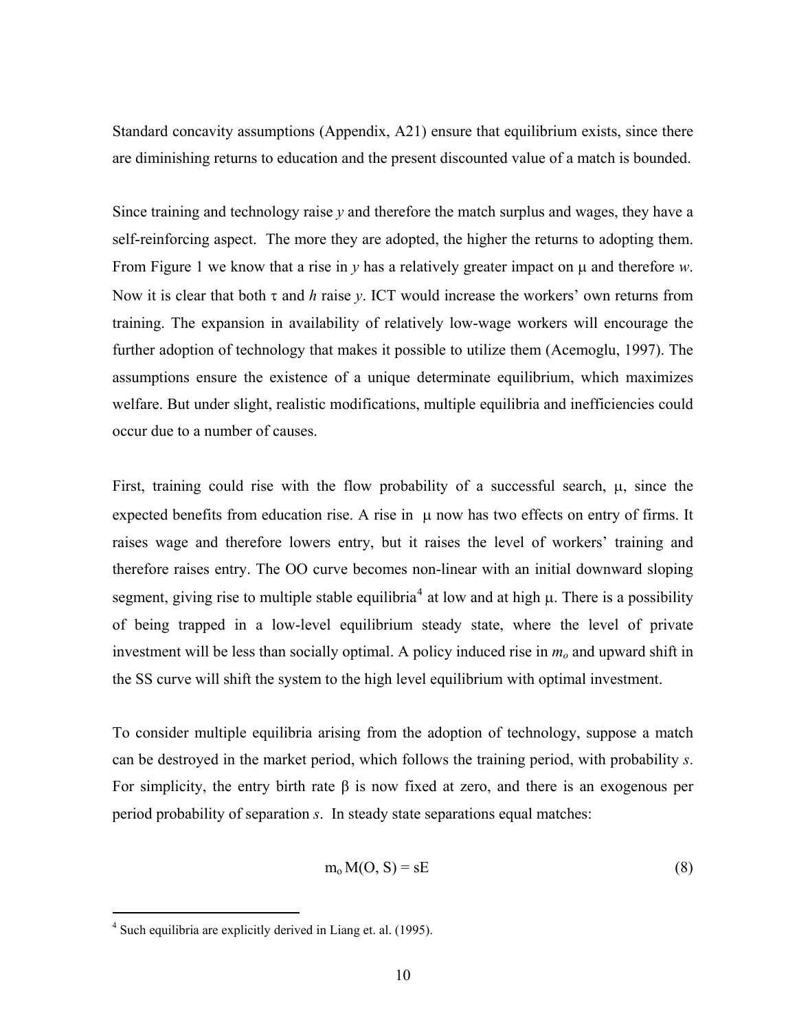Standard concavity assumptions (Appendix, A21) ensure that equilibrium exists, since there are diminishing returns to education and the present discounted value of a match is bounded.

Since training and technology raise $y$ and therefore the match surplus and wages, they have a self-reinforcing aspect. The more they are adopted, the higher the returns to adopting them. From Figure 1 we know that a rise in $y$ has a relatively greater impact on $\mu$ and therefore $w$. Now it is clear that both $\tau$ and $h$ raise $y$. ICT would increase the workers' own returns from training. The expansion in availability of relatively low-wage workers will encourage the further adoption of technology that makes it possible to utilize them (Acemoglu, 1997). The assumptions ensure the existence of a unique determinate equilibrium, which maximizes welfare. But under slight, realistic modifications, multiple equilibria and inefficiencies could occur due to a number of causes.

First, training could rise with the flow probability of a successful search, $\mu$, since the expected benefits from education rise. A rise in $\mu$ now has two effects on entry of firms. It raises wage and therefore lowers entry, but it raises the level of workers' training and therefore raises entry. The OO curve becomes non-linear with an initial downward sloping segment, giving rise to multiple stable equilibria[4] at low and at high $\mu$. There is a possibility of being trapped in a low-level equilibrium steady state, where the level of private investment will be less than socially optimal. A policy induced rise in $m_o$ and upward shift in the SS curve will shift the system to the high level equilibrium with optimal investment.

To consider multiple equilibria arising from the adoption of technology, suppose a match can be destroyed in the market period, which follows the training period, with probability $s$. For simplicity, the entry birth rate $\beta$ is now fixed at zero, and there is an exogenous per period probability of separation $s$. In steady state separations equal matches:

$$m_o\,M(O, S) = sE \tag{8}$$

[4] Such equilibria are explicitly derived in Liang et. al. (1995).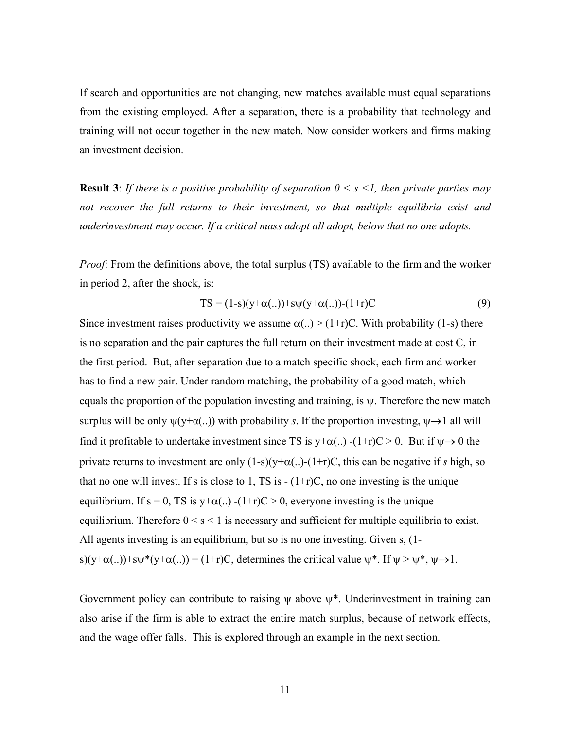If search and opportunities are not changing, new matches available must equal separations from the existing employed. After a separation, there is a probability that technology and training will not occur together in the new match. Now consider workers and firms making an investment decision.

**Result 3**: *If there is a positive probability of separation $0 < s < 1$, then private parties may not recover the full returns to their investment, so that multiple equilibria exist and underinvestment may occur. If a critical mass adopt all adopt, below that no one adopts.*

*Proof*: From the definitions above, the total surplus (TS) available to the firm and the worker in period 2, after the shock, is:

$$TS = (1-s)(y+\alpha(..))+s\psi(y+\alpha(..))-(1+r)C \tag{9}$$

Since investment raises productivity we assume $\alpha(..) > (1+r)C$. With probability $(1-s)$ there is no separation and the pair captures the full return on their investment made at cost C, in the first period. But, after separation due to a match specific shock, each firm and worker has to find a new pair. Under random matching, the probability of a good match, which equals the proportion of the population investing and training, is $\psi$. Therefore the new match surplus will be only $\psi(y+\alpha(..))$ with probability *s*. If the proportion investing, $\psi \rightarrow 1$ all will find it profitable to undertake investment since TS is $y+\alpha(..) -(1+r)C > 0$. But if $\psi \rightarrow 0$ the private returns to investment are only $(1-s)(y+\alpha(..)-(1+r)C$, this can be negative if *s* high, so that no one will invest. If s is close to 1, TS is $-(1+r)C$, no one investing is the unique equilibrium. If $s = 0$, TS is $y+\alpha(..) -(1+r)C > 0$, everyone investing is the unique equilibrium. Therefore $0 < s < 1$ is necessary and sufficient for multiple equilibria to exist. All agents investing is an equilibrium, but so is no one investing. Given s, $(1-s)(y+\alpha(..))+s\psi^*(y+\alpha(..)) = (1+r)C$, determines the critical value $\psi^*$. If $\psi > \psi^*$, $\psi \rightarrow 1$.

Government policy can contribute to raising $\psi$ above $\psi^*$. Underinvestment in training can also arise if the firm is able to extract the entire match surplus, because of network effects, and the wage offer falls. This is explored through an example in the next section.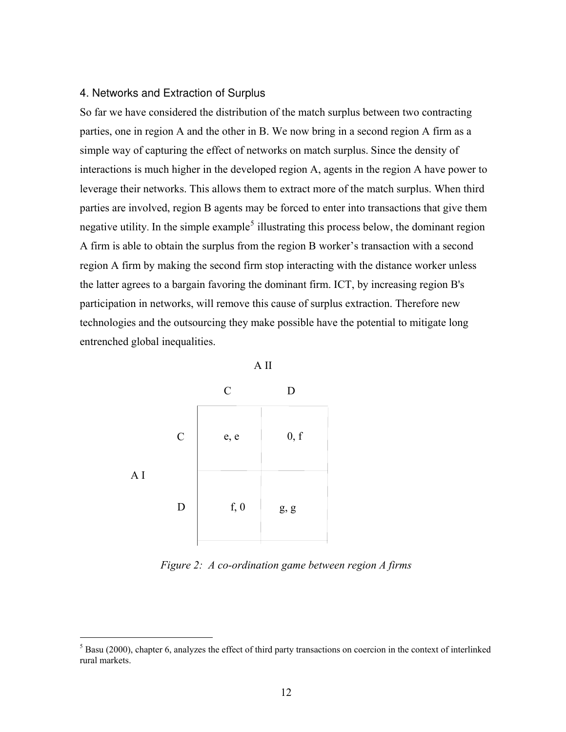## 4. Networks and Extraction of Surplus

So far we have considered the distribution of the match surplus between two contracting parties, one in region A and the other in B. We now bring in a second region A firm as a simple way of capturing the effect of networks on match surplus. Since the density of interactions is much higher in the developed region A, agents in the region A have power to leverage their networks. This allows them to extract more of the match surplus. When third parties are involved, region B agents may be forced to enter into transactions that give them negative utility. In the simple example[5] illustrating this process below, the dominant region A firm is able to obtain the surplus from the region B worker's transaction with a second region A firm by making the second firm stop interacting with the distance worker unless the latter agrees to a bargain favoring the dominant firm. ICT, by increasing region B's participation in networks, will remove this cause of surplus extraction. Therefore new technologies and the outsourcing they make possible have the potential to mitigate long entrenched global inequalities.

| | | A II | |
|---|---|---|---|
| | | C | D |
| A I | C | e, e | 0, f |
| | D | f, 0 | g, g |

*Figure 2: A co-ordination game between region A firms*

[5] Basu (2000), chapter 6, analyzes the effect of third party transactions on coercion in the context of interlinked rural markets.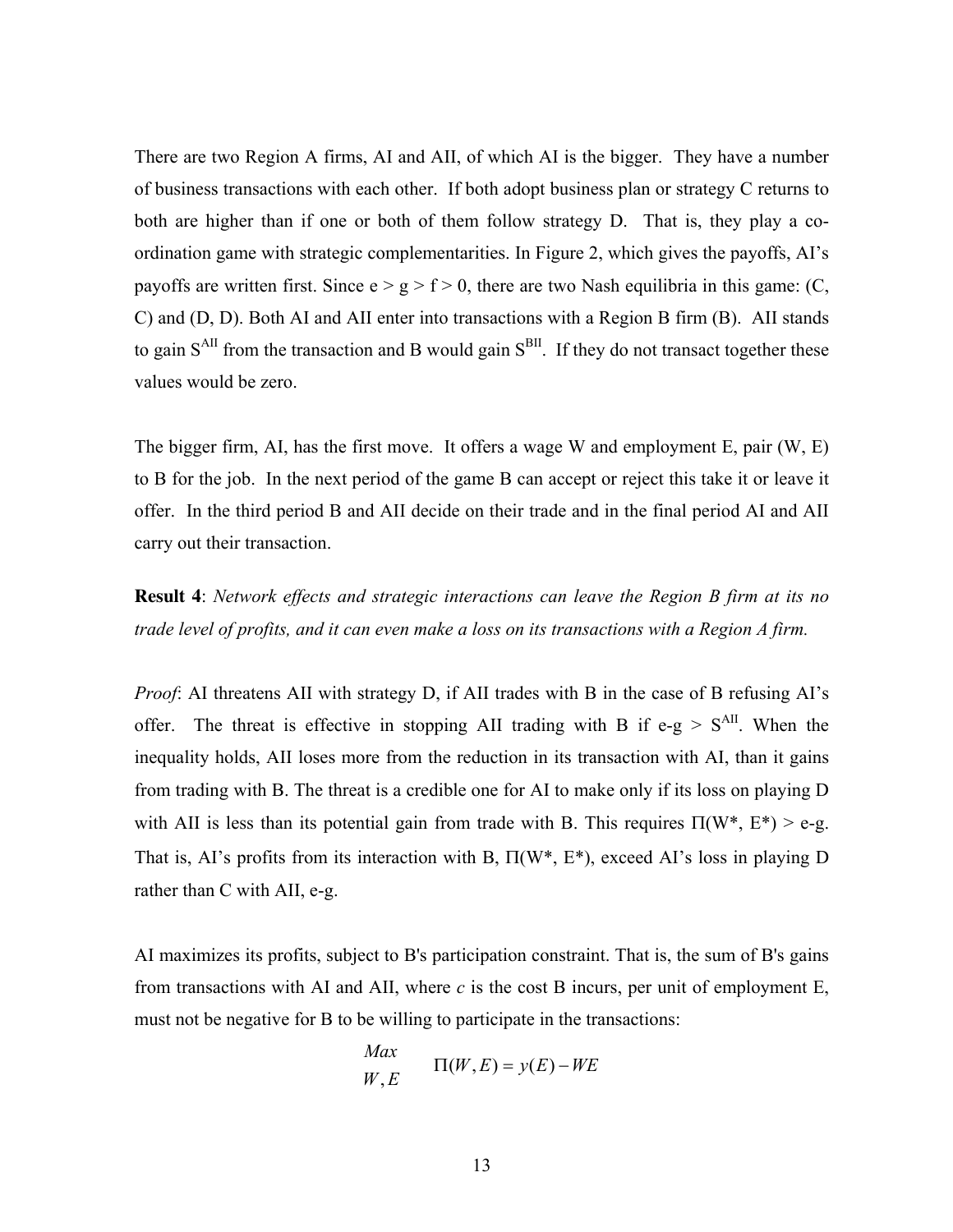There are two Region A firms, AI and AII, of which AI is the bigger. They have a number of business transactions with each other. If both adopt business plan or strategy C returns to both are higher than if one or both of them follow strategy D. That is, they play a co-ordination game with strategic complementarities. In Figure 2, which gives the payoffs, AI's payoffs are written first. Since $e > g > f > 0$, there are two Nash equilibria in this game: (C, C) and (D, D). Both AI and AII enter into transactions with a Region B firm (B). AII stands to gain $S^{AII}$ from the transaction and B would gain $S^{BII}$. If they do not transact together these values would be zero.

The bigger firm, AI, has the first move. It offers a wage W and employment E, pair (W, E) to B for the job. In the next period of the game B can accept or reject this take it or leave it offer. In the third period B and AII decide on their trade and in the final period AI and AII carry out their transaction.

**Result 4**: *Network effects and strategic interactions can leave the Region B firm at its no trade level of profits, and it can even make a loss on its transactions with a Region A firm.*

*Proof*: AI threatens AII with strategy D, if AII trades with B in the case of B refusing AI's offer. The threat is effective in stopping AII trading with B if $e\text{-}g > S^{AII}$. When the inequality holds, AII loses more from the reduction in its transaction with AI, than it gains from trading with B. The threat is a credible one for AI to make only if its loss on playing D with AII is less than its potential gain from trade with B. This requires $\Pi(W^*, E^*) > e\text{-}g$. That is, AI's profits from its interaction with B, $\Pi(W^*, E^*)$, exceed AI's loss in playing D rather than C with AII, e-g.

AI maximizes its profits, subject to B's participation constraint. That is, the sum of B's gains from transactions with AI and AII, where *c* is the cost B incurs, per unit of employment E, must not be negative for B to be willing to participate in the transactions:

$$\underset{W,E}{Max} \quad \Pi(W, E) = y(E) - WE$$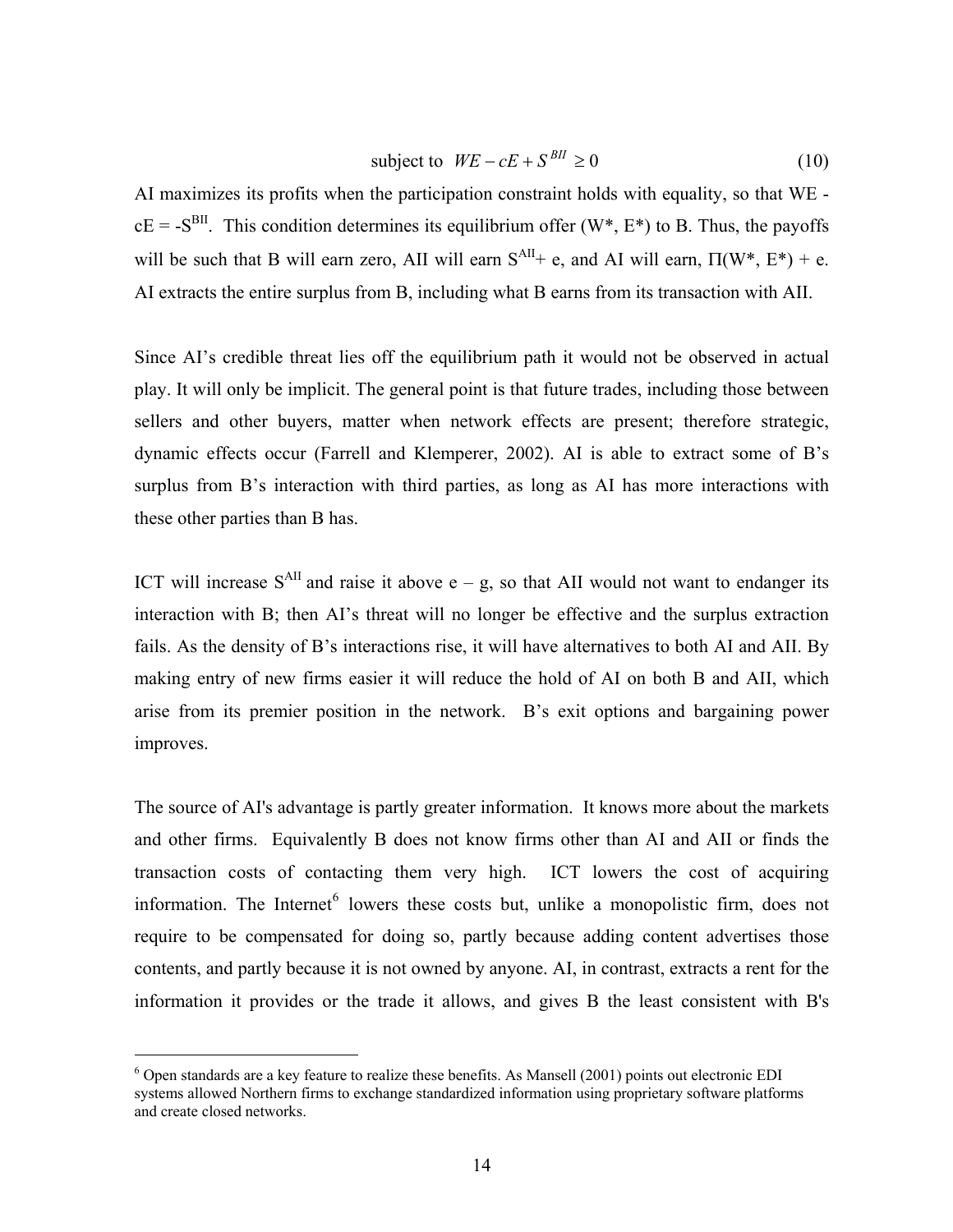$$\text{subject to } \; WE - cE + S^{BII} \geq 0 \tag{10}$$

AI maximizes its profits when the participation constraint holds with equality, so that $WE - cE = -S^{BII}$. This condition determines its equilibrium offer $(W^*, E^*)$ to B. Thus, the payoffs will be such that B will earn zero, AII will earn $S^{AII} + e$, and AI will earn, $\Pi(W^*, E^*) + e$. AI extracts the entire surplus from B, including what B earns from its transaction with AII.

Since AI's credible threat lies off the equilibrium path it would not be observed in actual play. It will only be implicit. The general point is that future trades, including those between sellers and other buyers, matter when network effects are present; therefore strategic, dynamic effects occur (Farrell and Klemperer, 2002). AI is able to extract some of B's surplus from B's interaction with third parties, as long as AI has more interactions with these other parties than B has.

ICT will increase $S^{AII}$ and raise it above $e - g$, so that AII would not want to endanger its interaction with B; then AI's threat will no longer be effective and the surplus extraction fails. As the density of B's interactions rise, it will have alternatives to both AI and AII. By making entry of new firms easier it will reduce the hold of AI on both B and AII, which arise from its premier position in the network. B's exit options and bargaining power improves.

The source of AI's advantage is partly greater information. It knows more about the markets and other firms. Equivalently B does not know firms other than AI and AII or finds the transaction costs of contacting them very high. ICT lowers the cost of acquiring information. The Internet[6] lowers these costs but, unlike a monopolistic firm, does not require to be compensated for doing so, partly because adding content advertises those contents, and partly because it is not owned by anyone. AI, in contrast, extracts a rent for the information it provides or the trade it allows, and gives B the least consistent with B's

[6] Open standards are a key feature to realize these benefits. As Mansell (2001) points out electronic EDI systems allowed Northern firms to exchange standardized information using proprietary software platforms and create closed networks.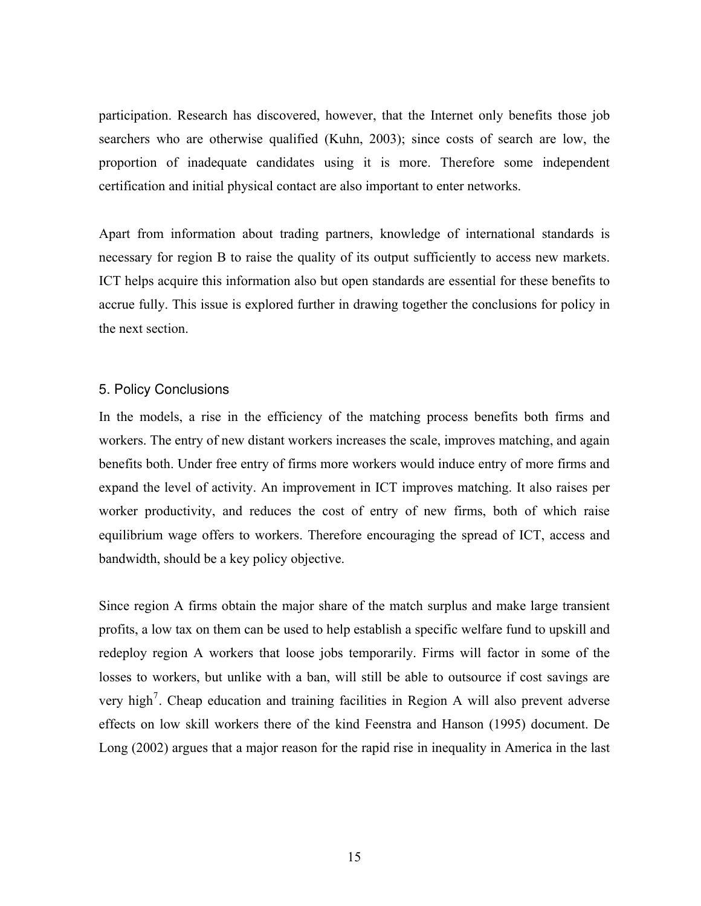participation. Research has discovered, however, that the Internet only benefits those job searchers who are otherwise qualified (Kuhn, 2003); since costs of search are low, the proportion of inadequate candidates using it is more. Therefore some independent certification and initial physical contact are also important to enter networks.

Apart from information about trading partners, knowledge of international standards is necessary for region B to raise the quality of its output sufficiently to access new markets. ICT helps acquire this information also but open standards are essential for these benefits to accrue fully. This issue is explored further in drawing together the conclusions for policy in the next section.

## 5. Policy Conclusions

In the models, a rise in the efficiency of the matching process benefits both firms and workers. The entry of new distant workers increases the scale, improves matching, and again benefits both. Under free entry of firms more workers would induce entry of more firms and expand the level of activity. An improvement in ICT improves matching. It also raises per worker productivity, and reduces the cost of entry of new firms, both of which raise equilibrium wage offers to workers. Therefore encouraging the spread of ICT, access and bandwidth, should be a key policy objective.

Since region A firms obtain the major share of the match surplus and make large transient profits, a low tax on them can be used to help establish a specific welfare fund to upskill and redeploy region A workers that loose jobs temporarily. Firms will factor in some of the losses to workers, but unlike with a ban, will still be able to outsource if cost savings are very high[7]. Cheap education and training facilities in Region A will also prevent adverse effects on low skill workers there of the kind Feenstra and Hanson (1995) document. De Long (2002) argues that a major reason for the rapid rise in inequality in America in the last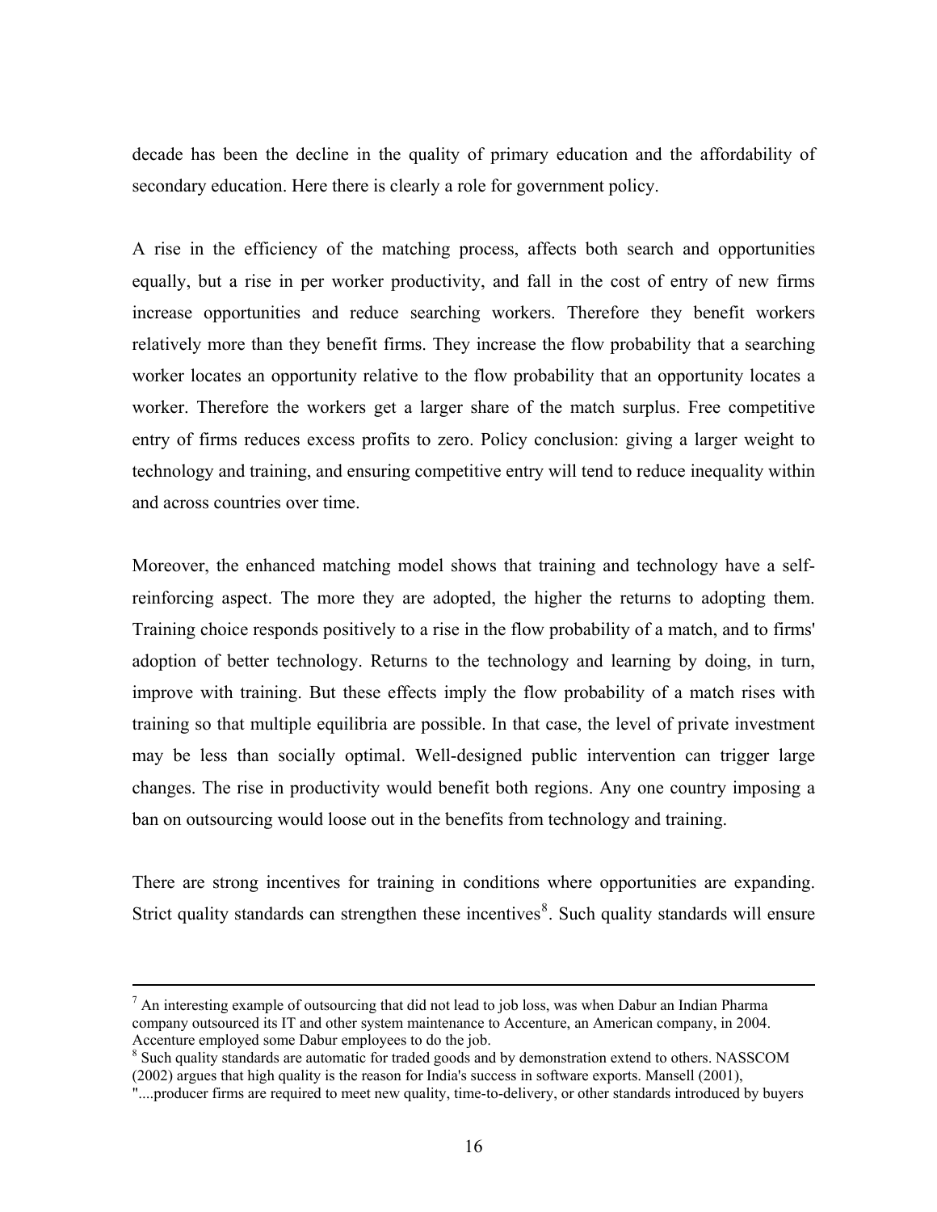decade has been the decline in the quality of primary education and the affordability of secondary education. Here there is clearly a role for government policy.

A rise in the efficiency of the matching process, affects both search and opportunities equally, but a rise in per worker productivity, and fall in the cost of entry of new firms increase opportunities and reduce searching workers. Therefore they benefit workers relatively more than they benefit firms. They increase the flow probability that a searching worker locates an opportunity relative to the flow probability that an opportunity locates a worker. Therefore the workers get a larger share of the match surplus. Free competitive entry of firms reduces excess profits to zero. Policy conclusion: giving a larger weight to technology and training, and ensuring competitive entry will tend to reduce inequality within and across countries over time.

Moreover, the enhanced matching model shows that training and technology have a self-reinforcing aspect. The more they are adopted, the higher the returns to adopting them. Training choice responds positively to a rise in the flow probability of a match, and to firms' adoption of better technology. Returns to the technology and learning by doing, in turn, improve with training. But these effects imply the flow probability of a match rises with training so that multiple equilibria are possible. In that case, the level of private investment may be less than socially optimal. Well-designed public intervention can trigger large changes. The rise in productivity would benefit both regions. Any one country imposing a ban on outsourcing would loose out in the benefits from technology and training.

There are strong incentives for training in conditions where opportunities are expanding. Strict quality standards can strengthen these incentives[8]. Such quality standards will ensure

---

[7] An interesting example of outsourcing that did not lead to job loss, was when Dabur an Indian Pharma company outsourced its IT and other system maintenance to Accenture, an American company, in 2004. Accenture employed some Dabur employees to do the job.

[8] Such quality standards are automatic for traded goods and by demonstration extend to others. NASSCOM (2002) argues that high quality is the reason for India's success in software exports. Mansell (2001), "....producer firms are required to meet new quality, time-to-delivery, or other standards introduced by buyers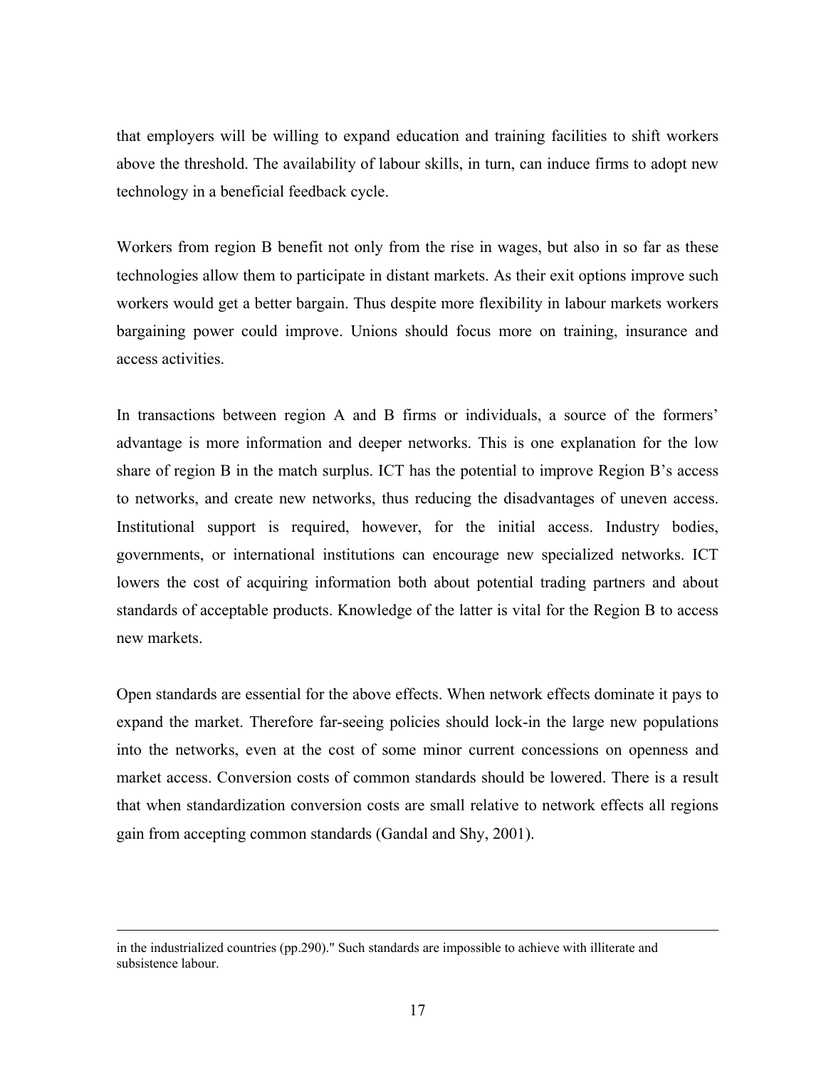that employers will be willing to expand education and training facilities to shift workers above the threshold. The availability of labour skills, in turn, can induce firms to adopt new technology in a beneficial feedback cycle.

Workers from region B benefit not only from the rise in wages, but also in so far as these technologies allow them to participate in distant markets. As their exit options improve such workers would get a better bargain. Thus despite more flexibility in labour markets workers bargaining power could improve. Unions should focus more on training, insurance and access activities.

In transactions between region A and B firms or individuals, a source of the formers' advantage is more information and deeper networks. This is one explanation for the low share of region B in the match surplus. ICT has the potential to improve Region B's access to networks, and create new networks, thus reducing the disadvantages of uneven access. Institutional support is required, however, for the initial access. Industry bodies, governments, or international institutions can encourage new specialized networks. ICT lowers the cost of acquiring information both about potential trading partners and about standards of acceptable products. Knowledge of the latter is vital for the Region B to access new markets.

Open standards are essential for the above effects. When network effects dominate it pays to expand the market. Therefore far-seeing policies should lock-in the large new populations into the networks, even at the cost of some minor current concessions on openness and market access. Conversion costs of common standards should be lowered. There is a result that when standardization conversion costs are small relative to network effects all regions gain from accepting common standards (Gandal and Shy, 2001).

---

in the industrialized countries (pp.290)." Such standards are impossible to achieve with illiterate and subsistence labour.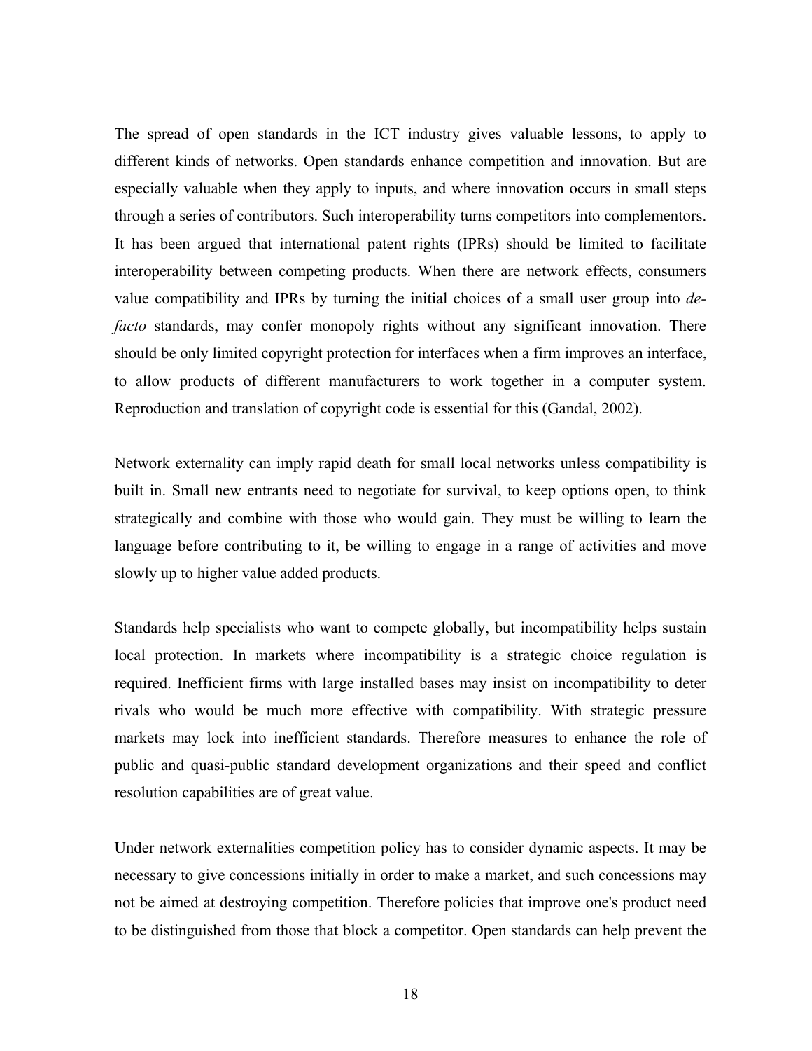The spread of open standards in the ICT industry gives valuable lessons, to apply to different kinds of networks. Open standards enhance competition and innovation. But are especially valuable when they apply to inputs, and where innovation occurs in small steps through a series of contributors. Such interoperability turns competitors into complementors. It has been argued that international patent rights (IPRs) should be limited to facilitate interoperability between competing products. When there are network effects, consumers value compatibility and IPRs by turning the initial choices of a small user group into *de-facto* standards, may confer monopoly rights without any significant innovation. There should be only limited copyright protection for interfaces when a firm improves an interface, to allow products of different manufacturers to work together in a computer system. Reproduction and translation of copyright code is essential for this (Gandal, 2002).

Network externality can imply rapid death for small local networks unless compatibility is built in. Small new entrants need to negotiate for survival, to keep options open, to think strategically and combine with those who would gain. They must be willing to learn the language before contributing to it, be willing to engage in a range of activities and move slowly up to higher value added products.

Standards help specialists who want to compete globally, but incompatibility helps sustain local protection. In markets where incompatibility is a strategic choice regulation is required. Inefficient firms with large installed bases may insist on incompatibility to deter rivals who would be much more effective with compatibility. With strategic pressure markets may lock into inefficient standards. Therefore measures to enhance the role of public and quasi-public standard development organizations and their speed and conflict resolution capabilities are of great value.

Under network externalities competition policy has to consider dynamic aspects. It may be necessary to give concessions initially in order to make a market, and such concessions may not be aimed at destroying competition. Therefore policies that improve one's product need to be distinguished from those that block a competitor. Open standards can help prevent the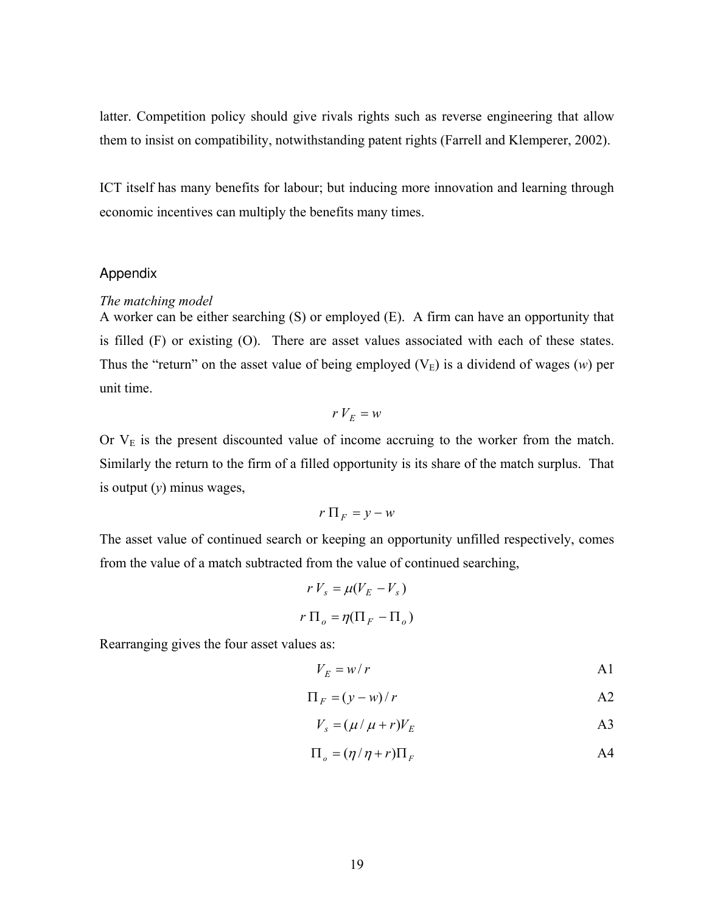latter. Competition policy should give rivals rights such as reverse engineering that allow them to insist on compatibility, notwithstanding patent rights (Farrell and Klemperer, 2002).

ICT itself has many benefits for labour; but inducing more innovation and learning through economic incentives can multiply the benefits many times.

## Appendix

*The matching model*

A worker can be either searching (S) or employed (E). A firm can have an opportunity that is filled (F) or existing (O). There are asset values associated with each of these states. Thus the "return" on the asset value of being employed ($V_E$) is a dividend of wages ($w$) per unit time.

$$r\,V_E = w$$

Or $V_E$ is the present discounted value of income accruing to the worker from the match. Similarly the return to the firm of a filled opportunity is its share of the match surplus. That is output ($y$) minus wages,

$$r\,\Pi_F = y - w$$

The asset value of continued search or keeping an opportunity unfilled respectively, comes from the value of a match subtracted from the value of continued searching,

$$r\,V_s = \mu(V_E - V_s)$$

$$r\,\Pi_o = \eta(\Pi_F - \Pi_o)$$

Rearranging gives the four asset values as:

$$V_E = w / r \qquad \text{A1}$$

$$\Pi_F = (y - w) / r \qquad \text{A2}$$

$$V_s = (\mu / \mu + r)V_E \qquad \text{A3}$$

$$\Pi_o = (\eta / \eta + r)\Pi_F \qquad \text{A4}$$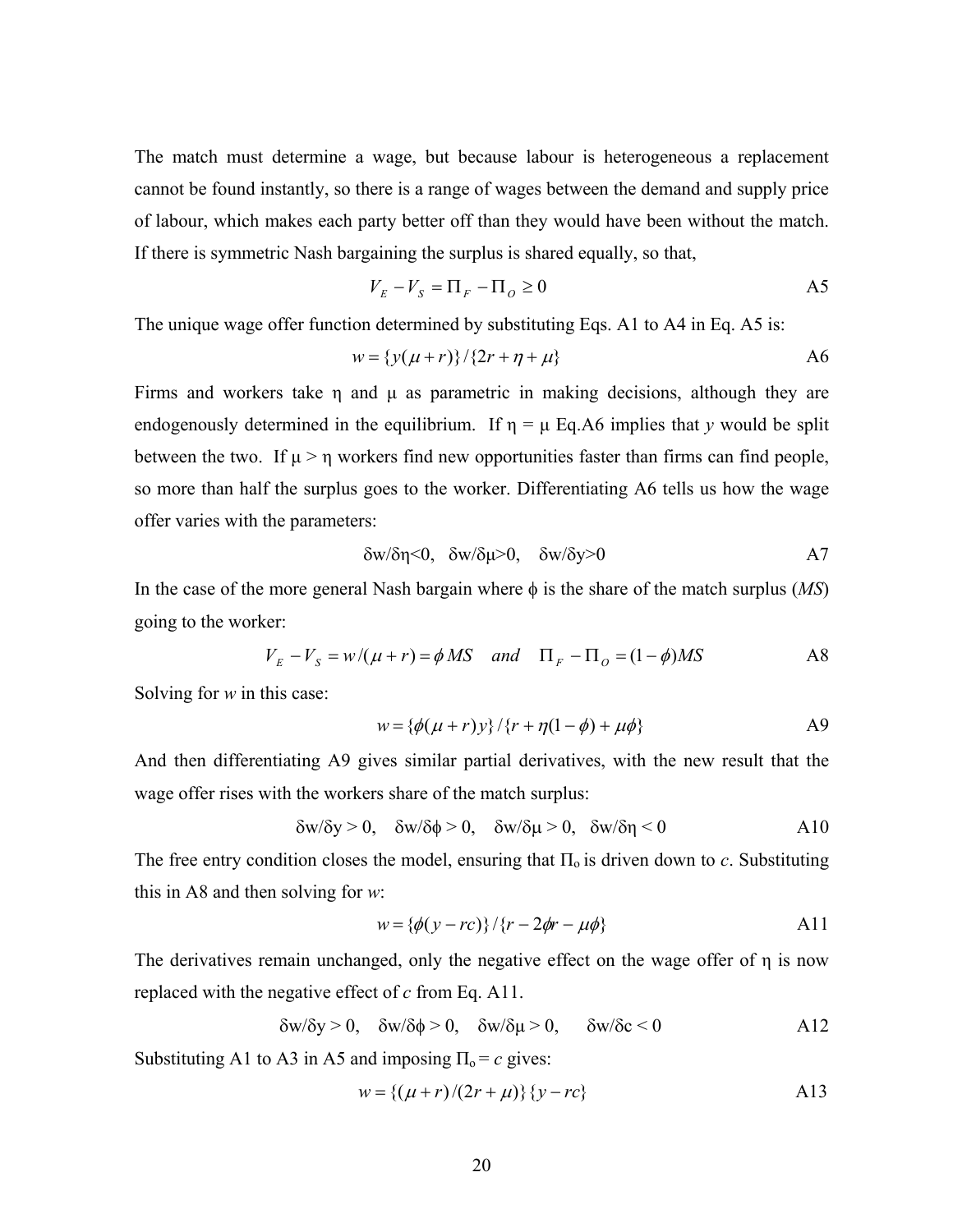The match must determine a wage, but because labour is heterogeneous a replacement cannot be found instantly, so there is a range of wages between the demand and supply price of labour, which makes each party better off than they would have been without the match. If there is symmetric Nash bargaining the surplus is shared equally, so that,

$$V_E - V_S = \Pi_F - \Pi_O \geq 0 \qquad \text{A5}$$

The unique wage offer function determined by substituting Eqs. A1 to A4 in Eq. A5 is:

$$w = \{y(\mu + r)\}/\{2r + \eta + \mu\} \qquad \text{A6}$$

Firms and workers take $\eta$ and $\mu$ as parametric in making decisions, although they are endogenously determined in the equilibrium. If $\eta = \mu$ Eq.A6 implies that *y* would be split between the two. If $\mu > \eta$ workers find new opportunities faster than firms can find people, so more than half the surplus goes to the worker. Differentiating A6 tells us how the wage offer varies with the parameters:

$$\delta w/\delta\eta<0, \quad \delta w/\delta\mu>0, \quad \delta w/\delta y>0 \qquad \text{A7}$$

In the case of the more general Nash bargain where $\phi$ is the share of the match surplus (*MS*) going to the worker:

$$V_E - V_S = w/(\mu + r) = \phi\, MS \quad and \quad \Pi_F - \Pi_O = (1-\phi)MS \qquad \text{A8}$$

Solving for *w* in this case:

$$w = \{\phi(\mu + r)y\}/\{r + \eta(1-\phi) + \mu\phi\} \qquad \text{A9}$$

And then differentiating A9 gives similar partial derivatives, with the new result that the wage offer rises with the workers share of the match surplus:

$$\delta w/\delta y > 0, \quad \delta w/\delta\phi > 0, \quad \delta w/\delta\mu > 0, \quad \delta w/\delta\eta < 0 \qquad \text{A10}$$

The free entry condition closes the model, ensuring that $\Pi_o$ is driven down to *c*. Substituting this in A8 and then solving for *w*:

$$w = \{\phi(y - rc)\}/\{r - 2\phi r - \mu\phi\} \qquad \text{A11}$$

The derivatives remain unchanged, only the negative effect on the wage offer of $\eta$ is now replaced with the negative effect of *c* from Eq. A11.

$$\delta w/\delta y > 0, \quad \delta w/\delta\phi > 0, \quad \delta w/\delta\mu > 0, \quad \delta w/\delta c < 0 \qquad \text{A12}$$

Substituting A1 to A3 in A5 and imposing $\Pi_o = c$ gives:

$$w = \{(\mu + r)/(2r + \mu)\}\{y - rc\} \qquad \text{A13}$$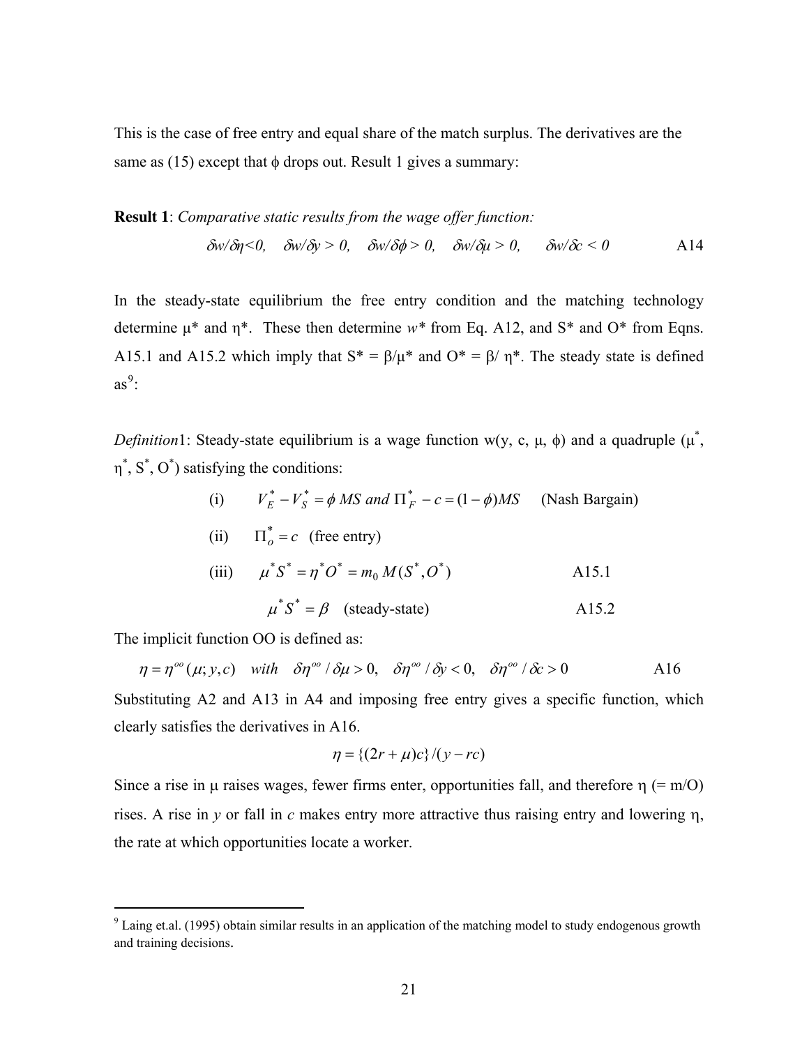This is the case of free entry and equal share of the match surplus. The derivatives are the same as (15) except that $\phi$ drops out. Result 1 gives a summary:

**Result 1**: *Comparative static results from the wage offer function:*

$$\delta w/\delta\eta < 0, \quad \delta w/\delta y > 0, \quad \delta w/\delta\phi > 0, \quad \delta w/\delta\mu > 0, \quad \delta w/\delta c < 0 \qquad \text{A14}$$

In the steady-state equilibrium the free entry condition and the matching technology determine $\mu^*$ and $\eta^*$. These then determine $w^*$ from Eq. A12, and $S^*$ and $O^*$ from Eqns. A15.1 and A15.2 which imply that $S^* = \beta/\mu^*$ and $O^* = \beta/\eta^*$. The steady state is defined as[9]:

*Definition*1: Steady-state equilibrium is a wage function $w(y, c, \mu, \phi)$ and a quadruple ($\mu^*$, $\eta^*$, $S^*$, $O^*$) satisfying the conditions:

(i) $\quad V_E^* - V_S^* = \phi\, MS \text{ and } \Pi_F^* - c = (1-\phi)MS \quad$ (Nash Bargain)

(ii) $\quad \Pi_o^* = c \quad$ (free entry)

(iii) $\quad \mu^* S^* = \eta^* O^* = m_0\, M(S^*, O^*) \qquad$ A15.1

$\qquad \mu^* S^* = \beta \quad$ (steady-state) $\qquad$ A15.2

The implicit function OO is defined as:

$$\eta = \eta^{oo}(\mu; y, c) \quad with \quad \delta\eta^{oo}/\delta\mu > 0, \quad \delta\eta^{oo}/\delta y < 0, \quad \delta\eta^{oo}/\delta c > 0 \qquad \text{A16}$$

Substituting A2 and A13 in A4 and imposing free entry gives a specific function, which clearly satisfies the derivatives in A16.

$$\eta = \{(2r + \mu)c\}/(y - rc)$$

Since a rise in $\mu$ raises wages, fewer firms enter, opportunities fall, and therefore $\eta$ (= m/O) rises. A rise in *y* or fall in *c* makes entry more attractive thus raising entry and lowering $\eta$, the rate at which opportunities locate a worker.

---

[9] Laing et.al. (1995) obtain similar results in an application of the matching model to study endogenous growth and training decisions.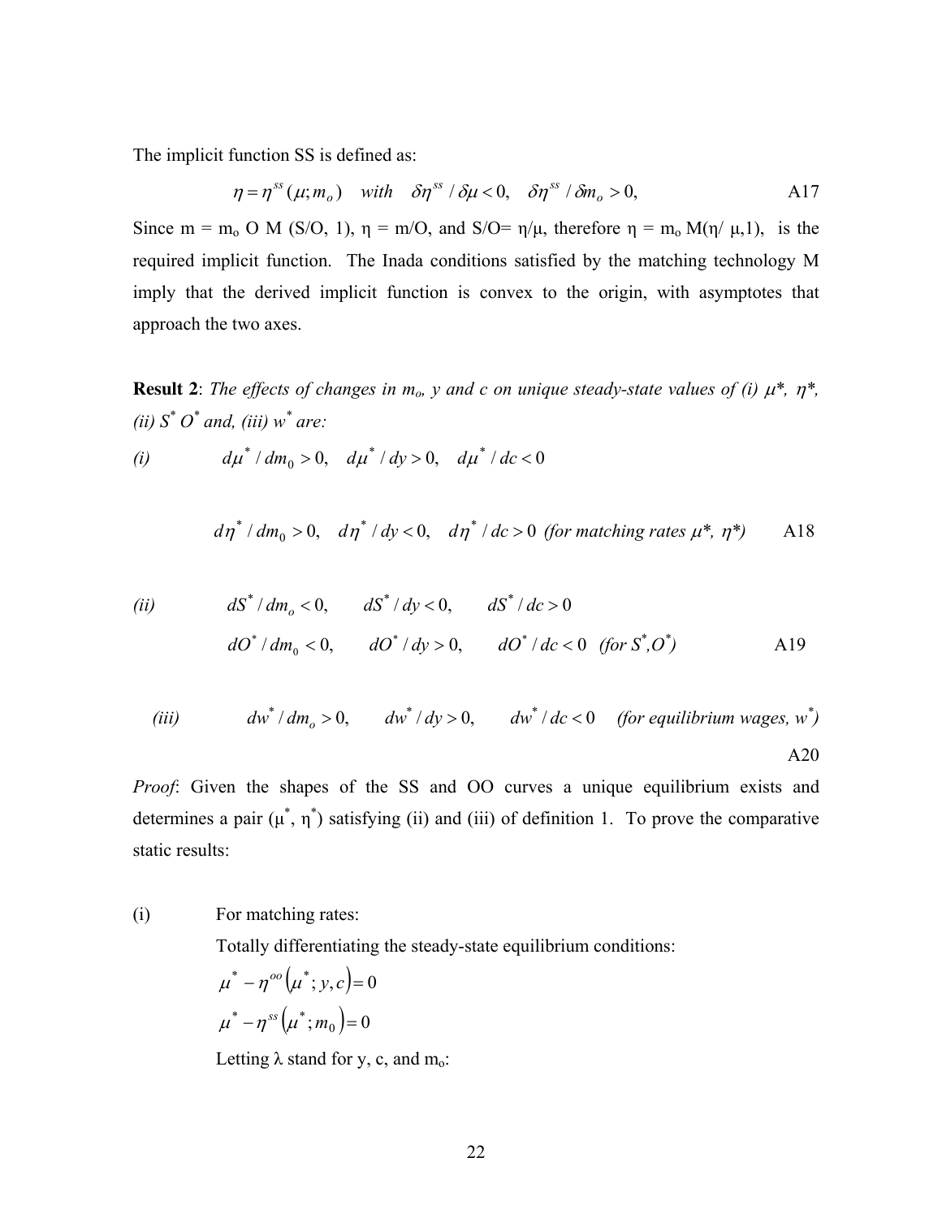The implicit function SS is defined as:

$$\eta = \eta^{ss}(\mu; m_o) \quad with \quad \delta\eta^{ss} / \delta\mu < 0, \quad \delta\eta^{ss} / \delta m_o > 0, \qquad \text{A17}$$

Since m = $m_o$ O M (S/O, 1), $\eta$ = m/O, and S/O= $\eta/\mu$, therefore $\eta = m_o M(\eta/\mu, 1)$, is the required implicit function. The Inada conditions satisfied by the matching technology M imply that the derived implicit function is convex to the origin, with asymptotes that approach the two axes.

**Result 2**: *The effects of changes in $m_o$, y and c on unique steady-state values of (i) $\mu^*$, $\eta^*$, (ii) $S^*$ $O^*$ and, (iii) $w^*$ are:*

*(i)*

$$d\mu^* / dm_0 > 0, \quad d\mu^* / dy > 0, \quad d\mu^* / dc < 0$$

$$d\eta^* / dm_0 > 0, \quad d\eta^* / dy < 0, \quad d\eta^* / dc > 0 \textit{ (for matching rates } \mu^*, \eta^*) \qquad \text{A18}$$

*(ii)*

$$dS^* / dm_o < 0, \qquad dS^* / dy < 0, \qquad dS^* / dc > 0$$

$$dO^* / dm_0 < 0, \qquad dO^* / dy > 0, \qquad dO^* / dc < 0 \textit{ (for } S^*, O^*) \qquad \text{A19}$$

*(iii)*

$$dw^* / dm_o > 0, \qquad dw^* / dy > 0, \qquad dw^* / dc < 0 \textit{ (for equilibrium wages, } w^*) \qquad \text{A20}$$

*Proof*: Given the shapes of the SS and OO curves a unique equilibrium exists and determines a pair ($\mu^*$, $\eta^*$) satisfying (ii) and (iii) of definition 1. To prove the comparative static results:

(i) For matching rates:

Totally differentiating the steady-state equilibrium conditions:

$$\mu^* - \eta^{oo}(\mu^*; y, c) = 0$$

$$\mu^* - \eta^{ss}(\mu^*; m_0) = 0$$

Letting $\lambda$ stand for y, c, and $m_o$: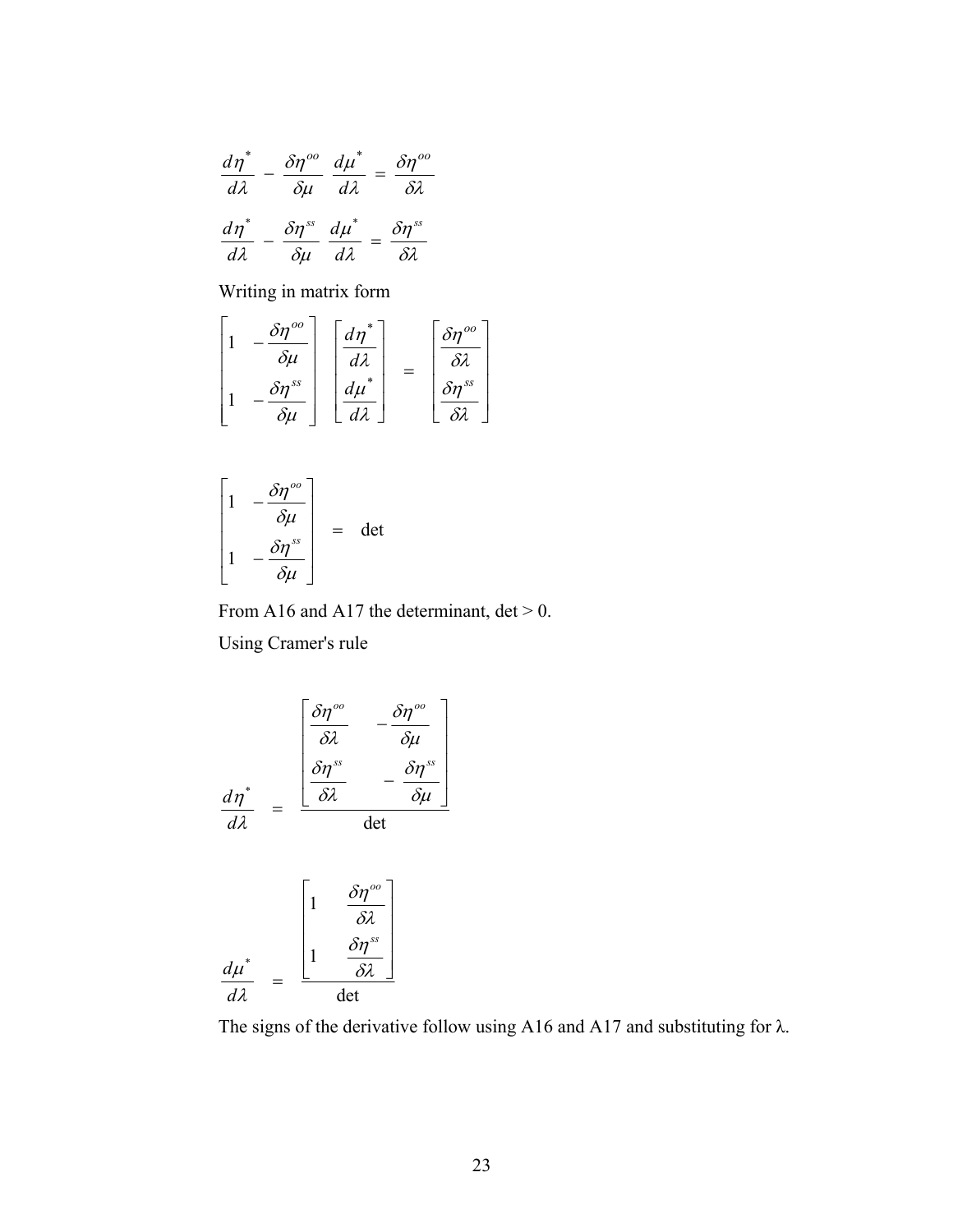$$\frac{d\eta^*}{d\lambda} - \frac{\delta\eta^{oo}}{\delta\mu}\frac{d\mu^*}{d\lambda} = \frac{\delta\eta^{oo}}{\delta\lambda}$$

$$\frac{d\eta^*}{d\lambda} - \frac{\delta\eta^{ss}}{\delta\mu}\frac{d\mu^*}{d\lambda} = \frac{\delta\eta^{ss}}{\delta\lambda}$$

Writing in matrix form

$$\begin{bmatrix} 1 & -\dfrac{\delta\eta^{oo}}{\delta\mu} \\ 1 & -\dfrac{\delta\eta^{ss}}{\delta\mu} \end{bmatrix} \begin{bmatrix} \dfrac{d\eta^*}{d\lambda} \\ \dfrac{d\mu^*}{d\lambda} \end{bmatrix} = \begin{bmatrix} \dfrac{\delta\eta^{oo}}{\delta\lambda} \\ \dfrac{\delta\eta^{ss}}{\delta\lambda} \end{bmatrix}$$

$$\begin{bmatrix} 1 & -\dfrac{\delta\eta^{oo}}{\delta\mu} \\ 1 & -\dfrac{\delta\eta^{ss}}{\delta\mu} \end{bmatrix} = \det$$

From A16 and A17 the determinant, det > 0.

Using Cramer's rule

$$\frac{d\eta^*}{d\lambda} = \frac{\begin{bmatrix} \dfrac{\delta\eta^{oo}}{\delta\lambda} & -\dfrac{\delta\eta^{oo}}{\delta\mu} \\ \dfrac{\delta\eta^{ss}}{\delta\lambda} & -\dfrac{\delta\eta^{ss}}{\delta\mu} \end{bmatrix}}{\det}$$

$$\frac{d\mu^*}{d\lambda} = \frac{\begin{bmatrix} 1 & \dfrac{\delta\eta^{oo}}{\delta\lambda} \\ 1 & \dfrac{\delta\eta^{ss}}{\delta\lambda} \end{bmatrix}}{\det}$$

The signs of the derivative follow using A16 and A17 and substituting for λ.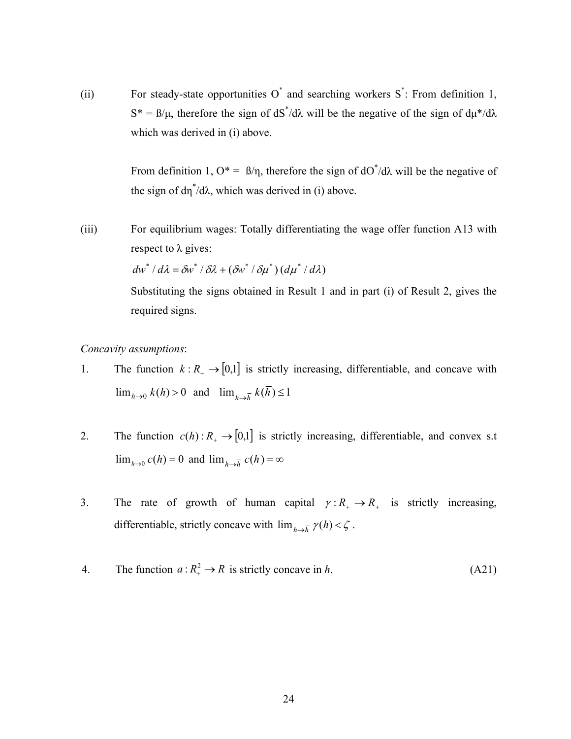(ii) For steady-state opportunities $O^*$ and searching workers $S^*$: From definition 1, $S^* = ß/\mu$, therefore the sign of $dS^*/d\lambda$ will be the negative of the sign of $d\mu^*/d\lambda$ which was derived in (i) above.

From definition 1, $O^* = ß/\eta$, therefore the sign of $dO^*/d\lambda$ will be the negative of the sign of $d\eta^*/d\lambda$, which was derived in (i) above.

(iii) For equilibrium wages: Totally differentiating the wage offer function A13 with respect to $\lambda$ gives:

$$dw^* / d\lambda = \delta w^* / \delta\lambda + (\delta w^* / \delta\mu^*)\,(d\mu^* / d\lambda)$$

Substituting the signs obtained in Result 1 and in part (i) of Result 2, gives the required signs.

*Concavity assumptions*:

1. The function $k : R_+ \rightarrow [0,1]$ is strictly increasing, differentiable, and concave with $\lim_{h\rightarrow 0} k(h) > 0$ and $\lim_{h\rightarrow \bar{h}} k(\bar{h}) \leq 1$

2. The function $c(h) : R_+ \rightarrow [0,1]$ is strictly increasing, differentiable, and convex s.t $\lim_{h\rightarrow 0} c(h) = 0$ and $\lim_{h\rightarrow \bar{h}} c(\bar{h}) = \infty$

3. The rate of growth of human capital $\gamma : R_+ \rightarrow R_+$ is strictly increasing, differentiable, strictly concave with $\lim_{h\rightarrow \bar{h}} \gamma(h) < \zeta$.

4. The function $a : R_+^2 \rightarrow R$ is strictly concave in *h*. (A21)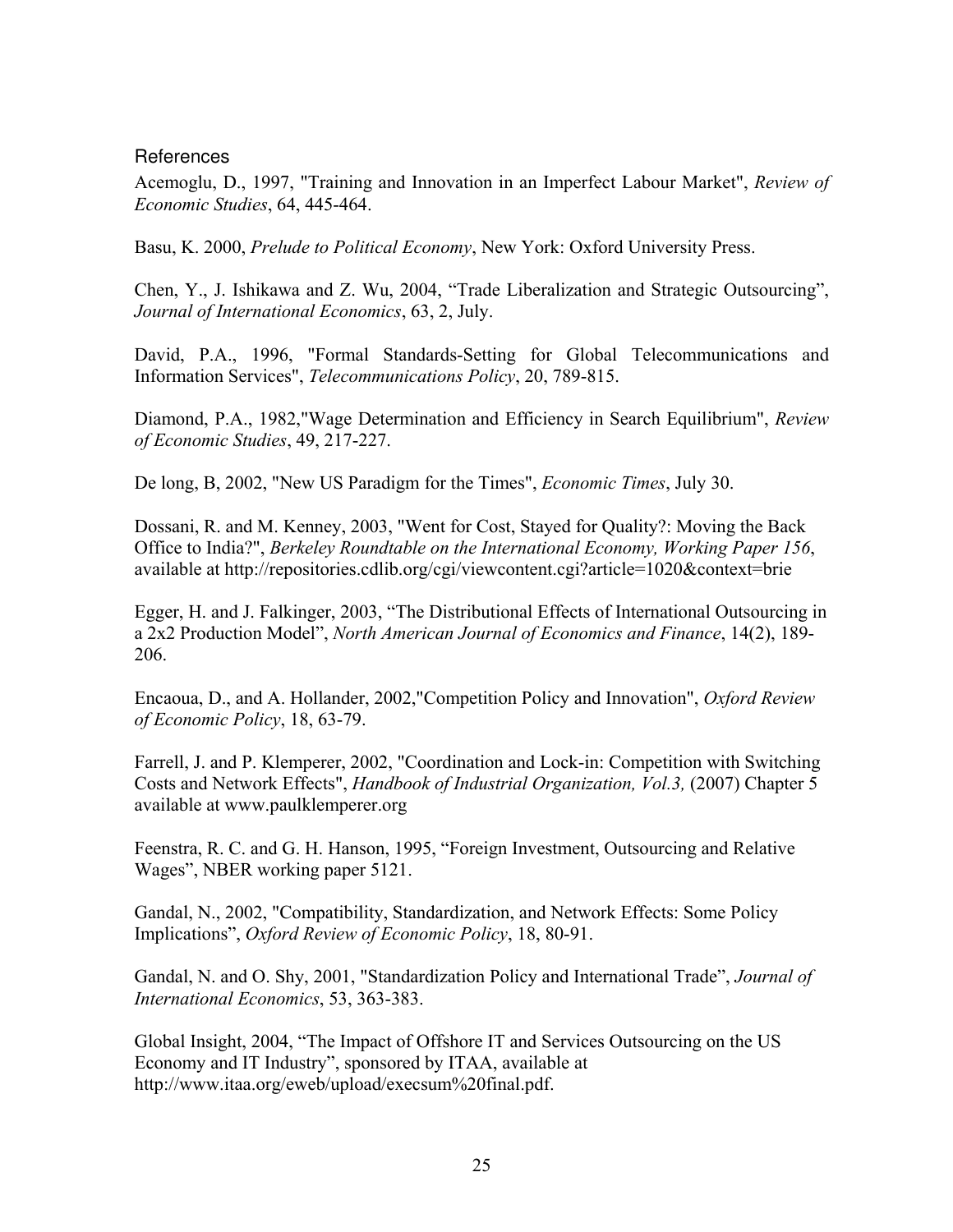## References

Acemoglu, D., 1997, "Training and Innovation in an Imperfect Labour Market", *Review of Economic Studies*, 64, 445-464.

Basu, K. 2000, *Prelude to Political Economy*, New York: Oxford University Press.

Chen, Y., J. Ishikawa and Z. Wu, 2004, "Trade Liberalization and Strategic Outsourcing", *Journal of International Economics*, 63, 2, July.

David, P.A., 1996, "Formal Standards-Setting for Global Telecommunications and Information Services", *Telecommunications Policy*, 20, 789-815.

Diamond, P.A., 1982,"Wage Determination and Efficiency in Search Equilibrium", *Review of Economic Studies*, 49, 217-227.

De long, B, 2002, "New US Paradigm for the Times", *Economic Times*, July 30.

Dossani, R. and M. Kenney, 2003, "Went for Cost, Stayed for Quality?: Moving the Back Office to India?", *Berkeley Roundtable on the International Economy, Working Paper 156*, available at http://repositories.cdlib.org/cgi/viewcontent.cgi?article=1020&context=brie

Egger, H. and J. Falkinger, 2003, "The Distributional Effects of International Outsourcing in a 2x2 Production Model", *North American Journal of Economics and Finance*, 14(2), 189-206.

Encaoua, D., and A. Hollander, 2002,"Competition Policy and Innovation", *Oxford Review of Economic Policy*, 18, 63-79.

Farrell, J. and P. Klemperer, 2002, "Coordination and Lock-in: Competition with Switching Costs and Network Effects", *Handbook of Industrial Organization, Vol.3,* (2007) Chapter 5 available at www.paulklemperer.org

Feenstra, R. C. and G. H. Hanson, 1995, "Foreign Investment, Outsourcing and Relative Wages", NBER working paper 5121.

Gandal, N., 2002, "Compatibility, Standardization, and Network Effects: Some Policy Implications", *Oxford Review of Economic Policy*, 18, 80-91.

Gandal, N. and O. Shy, 2001, "Standardization Policy and International Trade", *Journal of International Economics*, 53, 363-383.

Global Insight, 2004, "The Impact of Offshore IT and Services Outsourcing on the US Economy and IT Industry", sponsored by ITAA, available at http://www.itaa.org/eweb/upload/execsum%20final.pdf.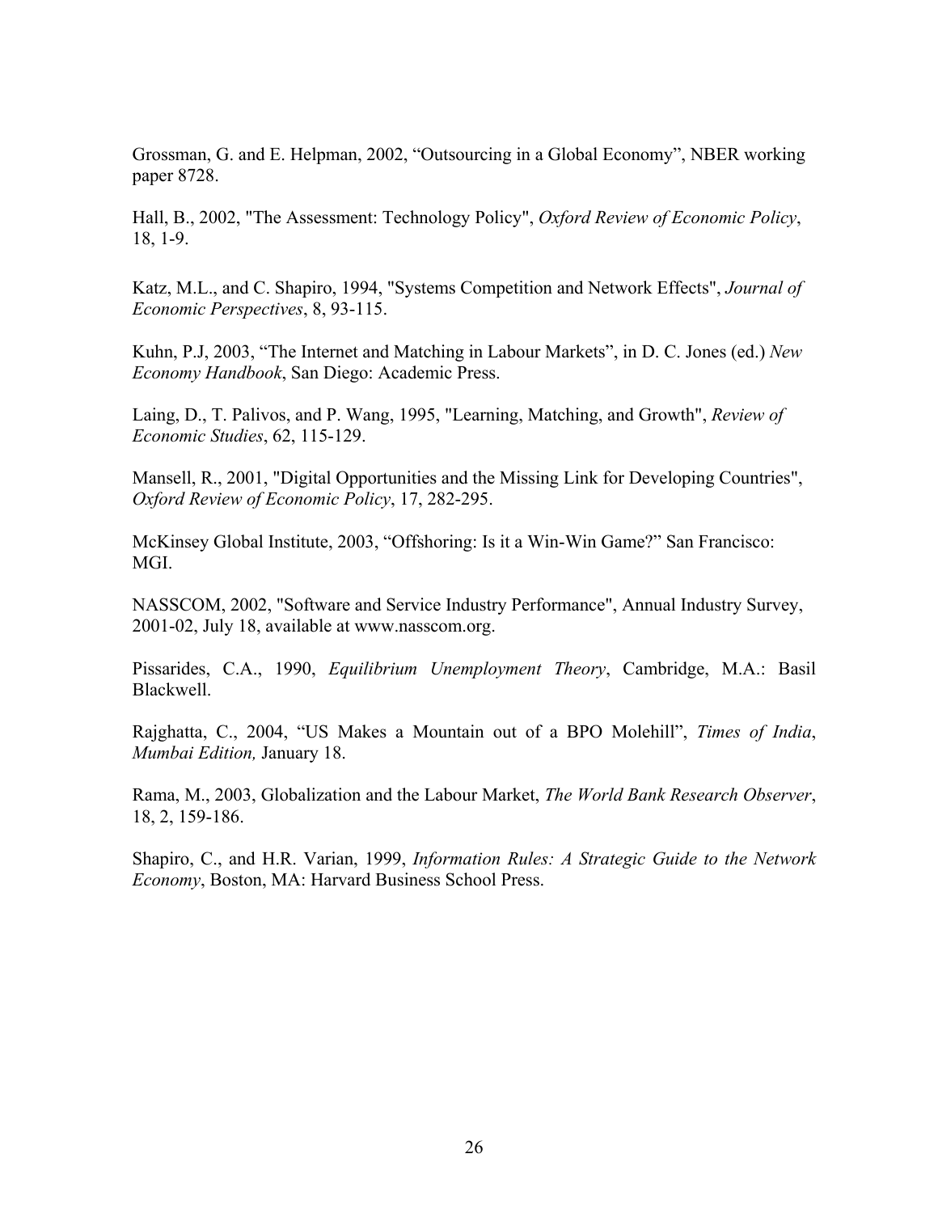Grossman, G. and E. Helpman, 2002, "Outsourcing in a Global Economy", NBER working paper 8728.

Hall, B., 2002, "The Assessment: Technology Policy", *Oxford Review of Economic Policy*, 18, 1-9.

Katz, M.L., and C. Shapiro, 1994, "Systems Competition and Network Effects", *Journal of Economic Perspectives*, 8, 93-115.

Kuhn, P.J, 2003, "The Internet and Matching in Labour Markets", in D. C. Jones (ed.) *New Economy Handbook*, San Diego: Academic Press.

Laing, D., T. Palivos, and P. Wang, 1995, "Learning, Matching, and Growth", *Review of Economic Studies*, 62, 115-129.

Mansell, R., 2001, "Digital Opportunities and the Missing Link for Developing Countries", *Oxford Review of Economic Policy*, 17, 282-295.

McKinsey Global Institute, 2003, "Offshoring: Is it a Win-Win Game?" San Francisco: MGI.

NASSCOM, 2002, "Software and Service Industry Performance", Annual Industry Survey, 2001-02, July 18, available at www.nasscom.org.

Pissarides, C.A., 1990, *Equilibrium Unemployment Theory*, Cambridge, M.A.: Basil Blackwell.

Rajghatta, C., 2004, "US Makes a Mountain out of a BPO Molehill", *Times of India*, *Mumbai Edition,* January 18.

Rama, M., 2003, Globalization and the Labour Market, *The World Bank Research Observer*, 18, 2, 159-186.

Shapiro, C., and H.R. Varian, 1999, *Information Rules: A Strategic Guide to the Network Economy*, Boston, MA: Harvard Business School Press.